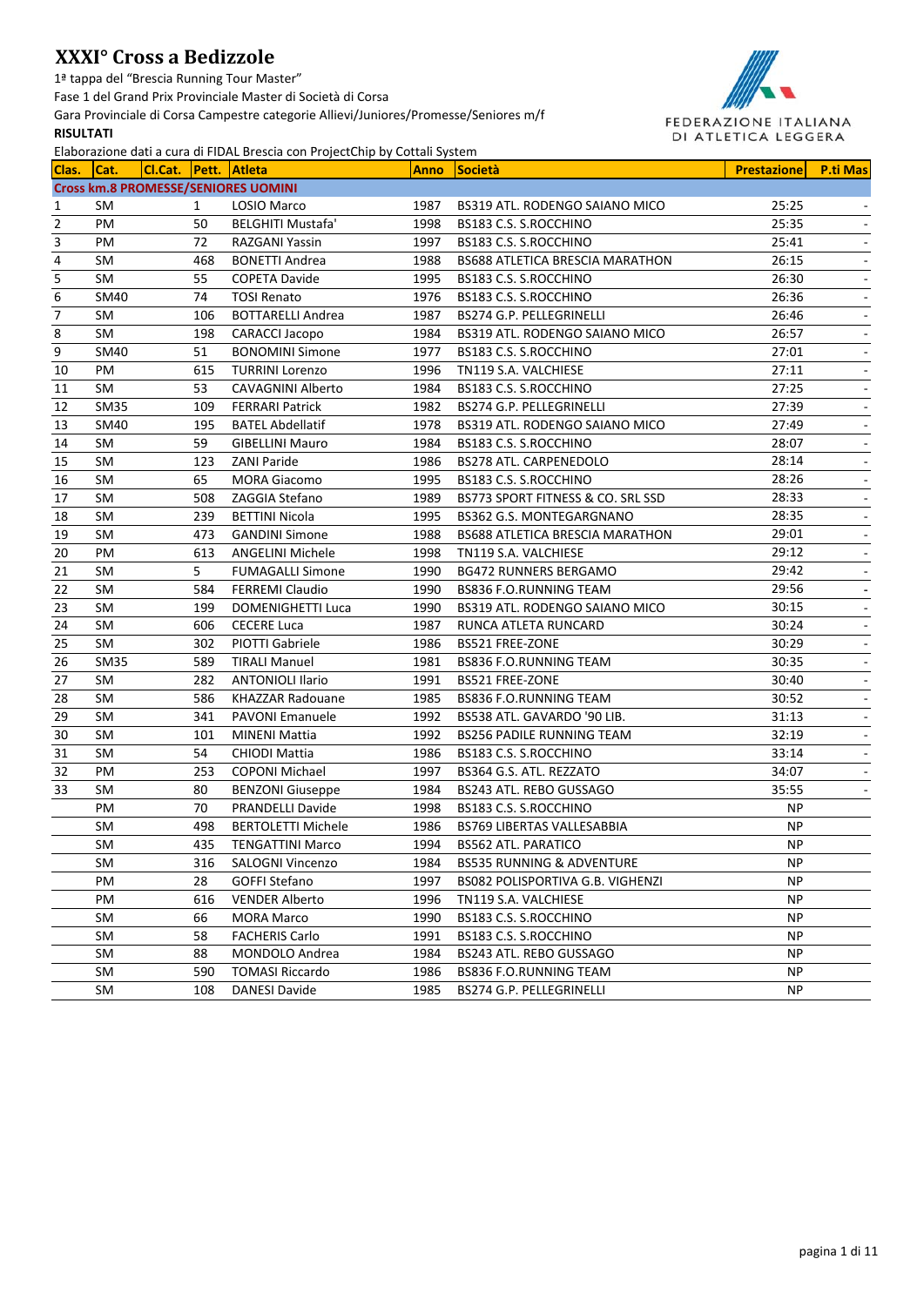# XXXI° Cross a Bedizzole

1ª tappa del "Brescia Running Tour Master"

Fase 1 del Grand Prix Provinciale Master di Società di Corsa

Gara Provinciale di Corsa Campestre categorie Allievi/Juniores/Promesse/Seniores m/f

**RISULTATI**

Elaborazione dati a cura di FIDAL Brescia con ProjectChip by Cottali System

| Clas. | Cat. | Cl.Cat. | Pett. | Atleta | Anno | Società | Prestazione | P.ti Mas |
|---|---|---|---|---|---|---|---|---|
| **Cross km.8 PROMESSE/SENIORES UOMINI** | | | | | | | | |
| 1 | SM | | 1 | LOSIO Marco | 1987 | BS319 ATL. RODENGO SAIANO MICO | 25:25 | - |
| 2 | PM | | 50 | BELGHITI Mustafa' | 1998 | BS183 C.S. S.ROCCHINO | 25:35 | - |
| 3 | PM | | 72 | RAZGANI Yassin | 1997 | BS183 C.S. S.ROCCHINO | 25:41 | - |
| 4 | SM | | 468 | BONETTI Andrea | 1988 | BS688 ATLETICA BRESCIA MARATHON | 26:15 | - |
| 5 | SM | | 55 | COPETA Davide | 1995 | BS183 C.S. S.ROCCHINO | 26:30 | - |
| 6 | SM40 | | 74 | TOSI Renato | 1976 | BS183 C.S. S.ROCCHINO | 26:36 | - |
| 7 | SM | | 106 | BOTTARELLI Andrea | 1987 | BS274 G.P. PELLEGRINELLI | 26:46 | - |
| 8 | SM | | 198 | CARACCI Jacopo | 1984 | BS319 ATL. RODENGO SAIANO MICO | 26:57 | - |
| 9 | SM40 | | 51 | BONOMINI Simone | 1977 | BS183 C.S. S.ROCCHINO | 27:01 | - |
| 10 | PM | | 615 | TURRINI Lorenzo | 1996 | TN119 S.A. VALCHIESE | 27:11 | - |
| 11 | SM | | 53 | CAVAGNINI Alberto | 1984 | BS183 C.S. S.ROCCHINO | 27:25 | - |
| 12 | SM35 | | 109 | FERRARI Patrick | 1982 | BS274 G.P. PELLEGRINELLI | 27:39 | - |
| 13 | SM40 | | 195 | BATEL Abdellatif | 1978 | BS319 ATL. RODENGO SAIANO MICO | 27:49 | - |
| 14 | SM | | 59 | GIBELLINI Mauro | 1984 | BS183 C.S. S.ROCCHINO | 28:07 | - |
| 15 | SM | | 123 | ZANI Paride | 1986 | BS278 ATL. CARPENEDOLO | 28:14 | - |
| 16 | SM | | 65 | MORA Giacomo | 1995 | BS183 C.S. S.ROCCHINO | 28:26 | - |
| 17 | SM | | 508 | ZAGGIA Stefano | 1989 | BS773 SPORT FITNESS & CO. SRL SSD | 28:33 | - |
| 18 | SM | | 239 | BETTINI Nicola | 1995 | BS362 G.S. MONTEGARGNANO | 28:35 | - |
| 19 | SM | | 473 | GANDINI Simone | 1988 | BS688 ATLETICA BRESCIA MARATHON | 29:01 | - |
| 20 | PM | | 613 | ANGELINI Michele | 1998 | TN119 S.A. VALCHIESE | 29:12 | - |
| 21 | SM | | 5 | FUMAGALLI Simone | 1990 | BG472 RUNNERS BERGAMO | 29:42 | - |
| 22 | SM | | 584 | FERREMI Claudio | 1990 | BS836 F.O.RUNNING TEAM | 29:56 | - |
| 23 | SM | | 199 | DOMENIGHETTI Luca | 1990 | BS319 ATL. RODENGO SAIANO MICO | 30:15 | - |
| 24 | SM | | 606 | CECERE Luca | 1987 | RUNCA ATLETA RUNCARD | 30:24 | - |
| 25 | SM | | 302 | PIOTTI Gabriele | 1986 | BS521 FREE-ZONE | 30:29 | - |
| 26 | SM35 | | 589 | TIRALI Manuel | 1981 | BS836 F.O.RUNNING TEAM | 30:35 | - |
| 27 | SM | | 282 | ANTONIOLI Ilario | 1991 | BS521 FREE-ZONE | 30:40 | - |
| 28 | SM | | 586 | KHAZZAR Radouane | 1985 | BS836 F.O.RUNNING TEAM | 30:52 | - |
| 29 | SM | | 341 | PAVONI Emanuele | 1992 | BS538 ATL. GAVARDO '90 LIB. | 31:13 | - |
| 30 | SM | | 101 | MINENI Mattia | 1992 | BS256 PADILE RUNNING TEAM | 32:19 | - |
| 31 | SM | | 54 | CHIODI Mattia | 1986 | BS183 C.S. S.ROCCHINO | 33:14 | - |
| 32 | PM | | 253 | COPONI Michael | 1997 | BS364 G.S. ATL. REZZATO | 34:07 | - |
| 33 | SM | | 80 | BENZONI Giuseppe | 1984 | BS243 ATL. REBO GUSSAGO | 35:55 | - |
| | PM | | 70 | PRANDELLI Davide | 1998 | BS183 C.S. S.ROCCHINO | NP | |
| | SM | | 498 | BERTOLETTI Michele | 1986 | BS769 LIBERTAS VALLESABBIA | NP | |
| | SM | | 435 | TENGATTINI Marco | 1994 | BS562 ATL. PARATICO | NP | |
| | SM | | 316 | SALOGNI Vincenzo | 1984 | BS535 RUNNING & ADVENTURE | NP | |
| | PM | | 28 | GOFFI Stefano | 1997 | BS082 POLISPORTIVA G.B. VIGHENZI | NP | |
| | PM | | 616 | VENDER Alberto | 1996 | TN119 S.A. VALCHIESE | NP | |
| | SM | | 66 | MORA Marco | 1990 | BS183 C.S. S.ROCCHINO | NP | |
| | SM | | 58 | FACHERIS Carlo | 1991 | BS183 C.S. S.ROCCHINO | NP | |
| | SM | | 88 | MONDOLO Andrea | 1984 | BS243 ATL. REBO GUSSAGO | NP | |
| | SM | | 590 | TOMASI Riccardo | 1986 | BS836 F.O.RUNNING TEAM | NP | |
| | SM | | 108 | DANESI Davide | 1985 | BS274 G.P. PELLEGRINELLI | NP | |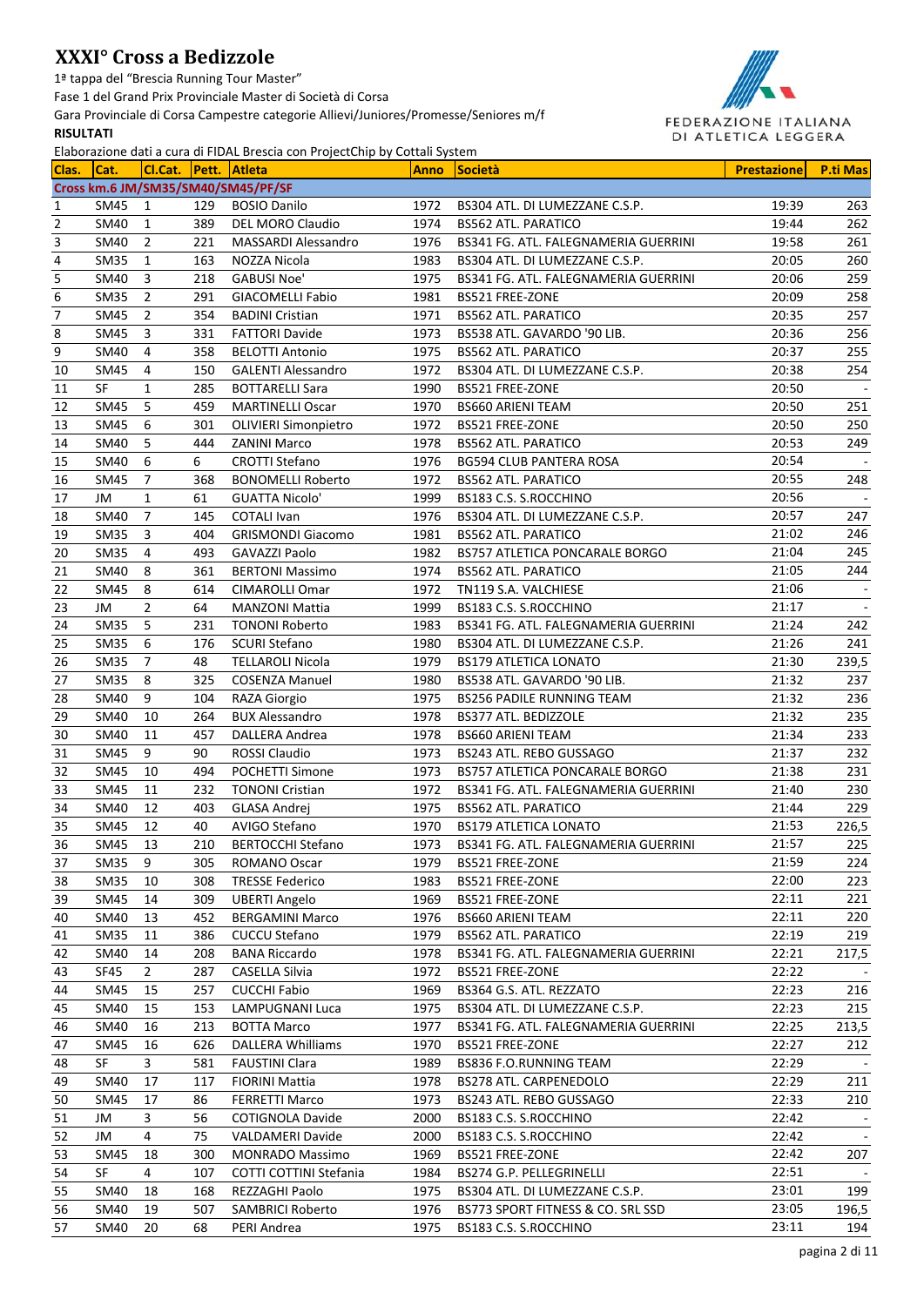# XXXI° Cross a Bedizzole

1ª tappa del "Brescia Running Tour Master"

Fase 1 del Grand Prix Provinciale Master di Società di Corsa

Gara Provinciale di Corsa Campestre categorie Allievi/Juniores/Promesse/Seniores m/f

**RISULTATI**

FEDERAZIONE ITALIANA DI ATLETICA LEGGERA

Elaborazione dati a cura di FIDAL Brescia con ProjectChip by Cottali System

| Clas. | Cat. | Cl.Cat. | Pett. | Atleta | Anno | Società | Prestazione | P.ti Mas |
|---|---|---|---|---|---|---|---|---|
| **Cross km.6 JM/SM35/SM40/SM45/PF/SF** | | | | | | | | |
| 1 | SM45 | 1 | 129 | BOSIO Danilo | 1972 | BS304 ATL. DI LUMEZZANE C.S.P. | 19:39 | 263 |
| 2 | SM40 | 1 | 389 | DEL MORO Claudio | 1974 | BS562 ATL. PARATICO | 19:44 | 262 |
| 3 | SM40 | 2 | 221 | MASSARDI Alessandro | 1976 | BS341 FG. ATL. FALEGNAMERIA GUERRINI | 19:58 | 261 |
| 4 | SM35 | 1 | 163 | NOZZA Nicola | 1983 | BS304 ATL. DI LUMEZZANE C.S.P. | 20:05 | 260 |
| 5 | SM40 | 3 | 218 | GABUSI Noe' | 1975 | BS341 FG. ATL. FALEGNAMERIA GUERRINI | 20:06 | 259 |
| 6 | SM35 | 2 | 291 | GIACOMELLI Fabio | 1981 | BS521 FREE-ZONE | 20:09 | 258 |
| 7 | SM45 | 2 | 354 | BADINI Cristian | 1971 | BS562 ATL. PARATICO | 20:35 | 257 |
| 8 | SM45 | 3 | 331 | FATTORI Davide | 1973 | BS538 ATL. GAVARDO '90 LIB. | 20:36 | 256 |
| 9 | SM40 | 4 | 358 | BELOTTI Antonio | 1975 | BS562 ATL. PARATICO | 20:37 | 255 |
| 10 | SM45 | 4 | 150 | GALENTI Alessandro | 1972 | BS304 ATL. DI LUMEZZANE C.S.P. | 20:38 | 254 |
| 11 | SF | 1 | 285 | BOTTARELLI Sara | 1990 | BS521 FREE-ZONE | 20:50 | - |
| 12 | SM45 | 5 | 459 | MARTINELLI Oscar | 1970 | BS660 ARIENI TEAM | 20:50 | 251 |
| 13 | SM45 | 6 | 301 | OLIVIERI Simonpietro | 1972 | BS521 FREE-ZONE | 20:50 | 250 |
| 14 | SM40 | 5 | 444 | ZANINI Marco | 1978 | BS562 ATL. PARATICO | 20:53 | 249 |
| 15 | SM40 | 6 | 6 | CROTTI Stefano | 1976 | BG594 CLUB PANTERA ROSA | 20:54 | - |
| 16 | SM45 | 7 | 368 | BONOMELLI Roberto | 1972 | BS562 ATL. PARATICO | 20:55 | 248 |
| 17 | JM | 1 | 61 | GUATTA Nicolo' | 1999 | BS183 C.S. S.ROCCHINO | 20:56 | - |
| 18 | SM40 | 7 | 145 | COTALI Ivan | 1976 | BS304 ATL. DI LUMEZZANE C.S.P. | 20:57 | 247 |
| 19 | SM35 | 3 | 404 | GRISMONDI Giacomo | 1981 | BS562 ATL. PARATICO | 21:02 | 246 |
| 20 | SM35 | 4 | 493 | GAVAZZI Paolo | 1982 | BS757 ATLETICA PONCARALE BORGO | 21:04 | 245 |
| 21 | SM40 | 8 | 361 | BERTONI Massimo | 1974 | BS562 ATL. PARATICO | 21:05 | 244 |
| 22 | SM45 | 8 | 614 | CIMAROLLI Omar | 1972 | TN119 S.A. VALCHIESE | 21:06 | - |
| 23 | JM | 2 | 64 | MANZONI Mattia | 1999 | BS183 C.S. S.ROCCHINO | 21:17 | - |
| 24 | SM35 | 5 | 231 | TONONI Roberto | 1983 | BS341 FG. ATL. FALEGNAMERIA GUERRINI | 21:24 | 242 |
| 25 | SM35 | 6 | 176 | SCURI Stefano | 1980 | BS304 ATL. DI LUMEZZANE C.S.P. | 21:26 | 241 |
| 26 | SM35 | 7 | 48 | TELLAROLI Nicola | 1979 | BS179 ATLETICA LONATO | 21:30 | 239,5 |
| 27 | SM35 | 8 | 325 | COSENZA Manuel | 1980 | BS538 ATL. GAVARDO '90 LIB. | 21:32 | 237 |
| 28 | SM40 | 9 | 104 | RAZA Giorgio | 1975 | BS256 PADILE RUNNING TEAM | 21:32 | 236 |
| 29 | SM40 | 10 | 264 | BUX Alessandro | 1978 | BS377 ATL. BEDIZZOLE | 21:32 | 235 |
| 30 | SM40 | 11 | 457 | DALLERA Andrea | 1978 | BS660 ARIENI TEAM | 21:34 | 233 |
| 31 | SM45 | 9 | 90 | ROSSI Claudio | 1973 | BS243 ATL. REBO GUSSAGO | 21:37 | 232 |
| 32 | SM45 | 10 | 494 | POCHETTI Simone | 1973 | BS757 ATLETICA PONCARALE BORGO | 21:38 | 231 |
| 33 | SM45 | 11 | 232 | TONONI Cristian | 1972 | BS341 FG. ATL. FALEGNAMERIA GUERRINI | 21:40 | 230 |
| 34 | SM40 | 12 | 403 | GLASA Andrej | 1975 | BS562 ATL. PARATICO | 21:44 | 229 |
| 35 | SM45 | 12 | 40 | AVIGO Stefano | 1970 | BS179 ATLETICA LONATO | 21:53 | 226,5 |
| 36 | SM45 | 13 | 210 | BERTOCCHI Stefano | 1973 | BS341 FG. ATL. FALEGNAMERIA GUERRINI | 21:57 | 225 |
| 37 | SM35 | 9 | 305 | ROMANO Oscar | 1979 | BS521 FREE-ZONE | 21:59 | 224 |
| 38 | SM35 | 10 | 308 | TRESSE Federico | 1983 | BS521 FREE-ZONE | 22:00 | 223 |
| 39 | SM45 | 14 | 309 | UBERTI Angelo | 1969 | BS521 FREE-ZONE | 22:11 | 221 |
| 40 | SM40 | 13 | 452 | BERGAMINI Marco | 1976 | BS660 ARIENI TEAM | 22:11 | 220 |
| 41 | SM35 | 11 | 386 | CUCCU Stefano | 1979 | BS562 ATL. PARATICO | 22:19 | 219 |
| 42 | SM40 | 14 | 208 | BANA Riccardo | 1978 | BS341 FG. ATL. FALEGNAMERIA GUERRINI | 22:21 | 217,5 |
| 43 | SF45 | 2 | 287 | CASELLA Silvia | 1972 | BS521 FREE-ZONE | 22:22 | - |
| 44 | SM45 | 15 | 257 | CUCCHI Fabio | 1969 | BS364 G.S. ATL. REZZATO | 22:23 | 216 |
| 45 | SM40 | 15 | 153 | LAMPUGNANI Luca | 1975 | BS304 ATL. DI LUMEZZANE C.S.P. | 22:23 | 215 |
| 46 | SM40 | 16 | 213 | BOTTA Marco | 1977 | BS341 FG. ATL. FALEGNAMERIA GUERRINI | 22:25 | 213,5 |
| 47 | SM45 | 16 | 626 | DALLERA Whilliams | 1970 | BS521 FREE-ZONE | 22:27 | 212 |
| 48 | SF | 3 | 581 | FAUSTINI Clara | 1989 | BS836 F.O.RUNNING TEAM | 22:29 | - |
| 49 | SM40 | 17 | 117 | FIORINI Mattia | 1978 | BS278 ATL. CARPENEDOLO | 22:29 | 211 |
| 50 | SM45 | 17 | 86 | FERRETTI Marco | 1973 | BS243 ATL. REBO GUSSAGO | 22:33 | 210 |
| 51 | JM | 3 | 56 | COTIGNOLA Davide | 2000 | BS183 C.S. S.ROCCHINO | 22:42 | - |
| 52 | JM | 4 | 75 | VALDAMERI Davide | 2000 | BS183 C.S. S.ROCCHINO | 22:42 | - |
| 53 | SM45 | 18 | 300 | MONRADO Massimo | 1969 | BS521 FREE-ZONE | 22:42 | 207 |
| 54 | SF | 4 | 107 | COTTI COTTINI Stefania | 1984 | BS274 G.P. PELLEGRINELLI | 22:51 | - |
| 55 | SM40 | 18 | 168 | REZZAGHI Paolo | 1975 | BS304 ATL. DI LUMEZZANE C.S.P. | 23:01 | 199 |
| 56 | SM40 | 19 | 507 | SAMBRICI Roberto | 1976 | BS773 SPORT FITNESS & CO. SRL SSD | 23:05 | 196,5 |
| 57 | SM40 | 20 | 68 | PERI Andrea | 1975 | BS183 C.S. S.ROCCHINO | 23:11 | 194 |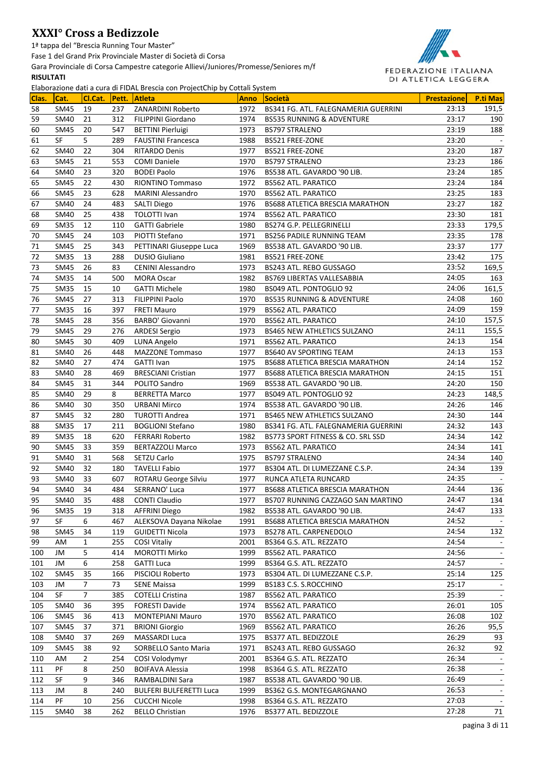# XXXI° Cross a Bedizzole

1ª tappa del "Brescia Running Tour Master"

Fase 1 del Grand Prix Provinciale Master di Società di Corsa

Gara Provinciale di Corsa Campestre categorie Allievi/Juniores/Promesse/Seniores m/f

**RISULTATI**

Elaborazione dati a cura di FIDAL Brescia con ProjectChip by Cottali System

| Clas. | Cat. | Cl.Cat. | Pett. | Atleta | Anno | Società | Prestazione | P.ti Mas |
|---|---|---|---|---|---|---|---|---|
| 58 | SM45 | 19 | 237 | ZANARDINI Roberto | 1972 | BS341 FG. ATL. FALEGNAMERIA GUERRINI | 23:13 | 191,5 |
| 59 | SM40 | 21 | 312 | FILIPPINI Giordano | 1974 | BS535 RUNNING & ADVENTURE | 23:17 | 190 |
| 60 | SM45 | 20 | 547 | BETTINI Pierluigi | 1973 | BS797 STRALENO | 23:19 | 188 |
| 61 | SF | 5 | 289 | FAUSTINI Francesca | 1988 | BS521 FREE-ZONE | 23:20 | - |
| 62 | SM40 | 22 | 304 | RITARDO Denis | 1977 | BS521 FREE-ZONE | 23:20 | 187 |
| 63 | SM45 | 21 | 553 | COMI Daniele | 1970 | BS797 STRALENO | 23:23 | 186 |
| 64 | SM40 | 23 | 320 | BODEI Paolo | 1976 | BS538 ATL. GAVARDO '90 LIB. | 23:24 | 185 |
| 65 | SM45 | 22 | 430 | RIONTINO Tommaso | 1972 | BS562 ATL. PARATICO | 23:24 | 184 |
| 66 | SM45 | 23 | 628 | MARINI Alessandro | 1970 | BS562 ATL. PARATICO | 23:25 | 183 |
| 67 | SM40 | 24 | 483 | SALTI Diego | 1976 | BS688 ATLETICA BRESCIA MARATHON | 23:27 | 182 |
| 68 | SM40 | 25 | 438 | TOLOTTI Ivan | 1974 | BS562 ATL. PARATICO | 23:30 | 181 |
| 69 | SM35 | 12 | 110 | GATTI Gabriele | 1980 | BS274 G.P. PELLEGRINELLI | 23:33 | 179,5 |
| 70 | SM45 | 24 | 103 | PIOTTI Stefano | 1971 | BS256 PADILE RUNNING TEAM | 23:35 | 178 |
| 71 | SM45 | 25 | 343 | PETTINARI Giuseppe Luca | 1969 | BS538 ATL. GAVARDO '90 LIB. | 23:37 | 177 |
| 72 | SM35 | 13 | 288 | DUSIO Giuliano | 1981 | BS521 FREE-ZONE | 23:42 | 175 |
| 73 | SM45 | 26 | 83 | CENINI Alessandro | 1973 | BS243 ATL. REBO GUSSAGO | 23:52 | 169,5 |
| 74 | SM35 | 14 | 500 | MORA Oscar | 1982 | BS769 LIBERTAS VALLESABBIA | 24:05 | 163 |
| 75 | SM35 | 15 | 10 | GATTI Michele | 1980 | BS049 ATL. PONTOGLIO 92 | 24:06 | 161,5 |
| 76 | SM45 | 27 | 313 | FILIPPINI Paolo | 1970 | BS535 RUNNING & ADVENTURE | 24:08 | 160 |
| 77 | SM35 | 16 | 397 | FRETI Mauro | 1979 | BS562 ATL. PARATICO | 24:09 | 159 |
| 78 | SM45 | 28 | 356 | BARBO' Giovanni | 1970 | BS562 ATL. PARATICO | 24:10 | 157,5 |
| 79 | SM45 | 29 | 276 | ARDESI Sergio | 1973 | BS465 NEW ATHLETICS SULZANO | 24:11 | 155,5 |
| 80 | SM45 | 30 | 409 | LUNA Angelo | 1971 | BS562 ATL. PARATICO | 24:13 | 154 |
| 81 | SM40 | 26 | 448 | MAZZONE Tommaso | 1977 | BS640 AV SPORTING TEAM | 24:13 | 153 |
| 82 | SM40 | 27 | 474 | GATTI Ivan | 1975 | BS688 ATLETICA BRESCIA MARATHON | 24:14 | 152 |
| 83 | SM40 | 28 | 469 | BRESCIANI Cristian | 1977 | BS688 ATLETICA BRESCIA MARATHON | 24:15 | 151 |
| 84 | SM45 | 31 | 344 | POLITO Sandro | 1969 | BS538 ATL. GAVARDO '90 LIB. | 24:20 | 150 |
| 85 | SM40 | 29 | 8 | BERRETTA Marco | 1977 | BS049 ATL. PONTOGLIO 92 | 24:23 | 148,5 |
| 86 | SM40 | 30 | 350 | URBANI Mirco | 1974 | BS538 ATL. GAVARDO '90 LIB. | 24:26 | 146 |
| 87 | SM45 | 32 | 280 | TUROTTI Andrea | 1971 | BS465 NEW ATHLETICS SULZANO | 24:30 | 144 |
| 88 | SM35 | 17 | 211 | BOGLIONI Stefano | 1980 | BS341 FG. ATL. FALEGNAMERIA GUERRINI | 24:32 | 143 |
| 89 | SM35 | 18 | 620 | FERRARI Roberto | 1982 | BS773 SPORT FITNESS & CO. SRL SSD | 24:34 | 142 |
| 90 | SM45 | 33 | 359 | BERTAZZOLI Marco | 1973 | BS562 ATL. PARATICO | 24:34 | 141 |
| 91 | SM40 | 31 | 568 | SETZU Carlo | 1975 | BS797 STRALENO | 24:34 | 140 |
| 92 | SM40 | 32 | 180 | TAVELLI Fabio | 1977 | BS304 ATL. DI LUMEZZANE C.S.P. | 24:34 | 139 |
| 93 | SM40 | 33 | 607 | ROTARU George Silviu | 1977 | RUNCA ATLETA RUNCARD | 24:35 | - |
| 94 | SM40 | 34 | 484 | SERRANO' Luca | 1977 | BS688 ATLETICA BRESCIA MARATHON | 24:44 | 136 |
| 95 | SM40 | 35 | 488 | CONTI Claudio | 1977 | BS707 RUNNING CAZZAGO SAN MARTINO | 24:47 | 134 |
| 96 | SM35 | 19 | 318 | AFFRINI Diego | 1982 | BS538 ATL. GAVARDO '90 LIB. | 24:47 | 133 |
| 97 | SF | 6 | 467 | ALEKSOVA Dayana Nikolae | 1991 | BS688 ATLETICA BRESCIA MARATHON | 24:52 | - |
| 98 | SM45 | 34 | 119 | GUIDETTI Nicola | 1973 | BS278 ATL. CARPENEDOLO | 24:54 | 132 |
| 99 | AM | 1 | 255 | COSI Vitaliy | 2001 | BS364 G.S. ATL. REZZATO | 24:54 | - |
| 100 | JM | 5 | 414 | MOROTTI Mirko | 1999 | BS562 ATL. PARATICO | 24:56 | - |
| 101 | JM | 6 | 258 | GATTI Luca | 1999 | BS364 G.S. ATL. REZZATO | 24:57 | - |
| 102 | SM45 | 35 | 166 | PISCIOLI Roberto | 1973 | BS304 ATL. DI LUMEZZANE C.S.P. | 25:14 | 125 |
| 103 | JM | 7 | 73 | SENE Maissa | 1999 | BS183 C.S. S.ROCCHINO | 25:17 | - |
| 104 | SF | 7 | 385 | COTELLI Cristina | 1987 | BS562 ATL. PARATICO | 25:39 | - |
| 105 | SM40 | 36 | 395 | FORESTI Davide | 1974 | BS562 ATL. PARATICO | 26:01 | 105 |
| 106 | SM45 | 36 | 413 | MONTEPIANI Mauro | 1970 | BS562 ATL. PARATICO | 26:08 | 102 |
| 107 | SM45 | 37 | 371 | BRIONI Giorgio | 1969 | BS562 ATL. PARATICO | 26:26 | 95,5 |
| 108 | SM40 | 37 | 269 | MASSARDI Luca | 1975 | BS377 ATL. BEDIZZOLE | 26:29 | 93 |
| 109 | SM45 | 38 | 92 | SORBELLO Santo Maria | 1971 | BS243 ATL. REBO GUSSAGO | 26:32 | 92 |
| 110 | AM | 2 | 254 | COSI Volodymyr | 2001 | BS364 G.S. ATL. REZZATO | 26:34 | - |
| 111 | PF | 8 | 250 | BOIFAVA Alessia | 1998 | BS364 G.S. ATL. REZZATO | 26:38 | - |
| 112 | SF | 9 | 346 | RAMBALDINI Sara | 1987 | BS538 ATL. GAVARDO '90 LIB. | 26:49 | - |
| 113 | JM | 8 | 240 | BULFERI BULFERETTI Luca | 1999 | BS362 G.S. MONTEGARGNANO | 26:53 | - |
| 114 | PF | 10 | 256 | CUCCHI Nicole | 1998 | BS364 G.S. ATL. REZZATO | 27:03 | - |
| 115 | SM40 | 38 | 262 | BELLO Christian | 1976 | BS377 ATL. BEDIZZOLE | 27:28 | 71 |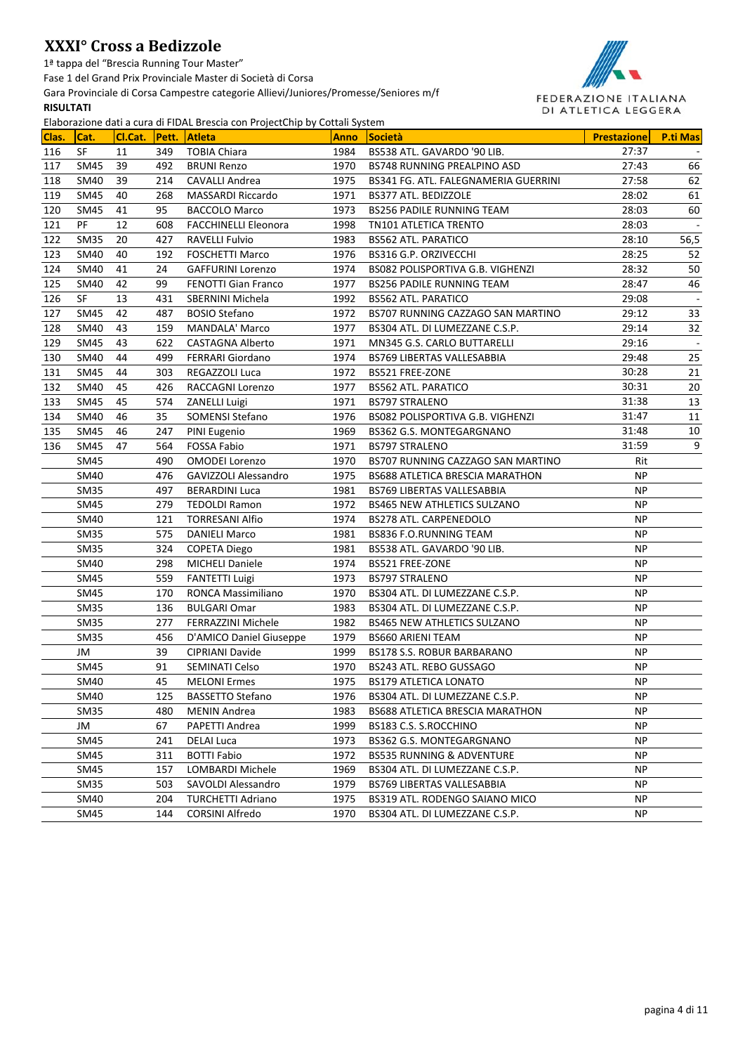# XXXI° Cross a Bedizzole

1ª tappa del "Brescia Running Tour Master"

Fase 1 del Grand Prix Provinciale Master di Società di Corsa

Gara Provinciale di Corsa Campestre categorie Allievi/Juniores/Promesse/Seniores m/f

**RISULTATI**

FEDERAZIONE ITALIANA DI ATLETICA LEGGERA

Elaborazione dati a cura di FIDAL Brescia con ProjectChip by Cottali System

| Clas. | Cat. | Cl.Cat. | Pett. | Atleta | Anno | Società | Prestazione | P.ti Mas |
|---|---|---|---|---|---|---|---|---|
| 116 | SF | 11 | 349 | TOBIA Chiara | 1984 | BS538 ATL. GAVARDO '90 LIB. | 27:37 | - |
| 117 | SM45 | 39 | 492 | BRUNI Renzo | 1970 | BS748 RUNNING PREALPINO ASD | 27:43 | 66 |
| 118 | SM40 | 39 | 214 | CAVALLI Andrea | 1975 | BS341 FG. ATL. FALEGNAMERIA GUERRINI | 27:58 | 62 |
| 119 | SM45 | 40 | 268 | MASSARDI Riccardo | 1971 | BS377 ATL. BEDIZZOLE | 28:02 | 61 |
| 120 | SM45 | 41 | 95 | BACCOLO Marco | 1973 | BS256 PADILE RUNNING TEAM | 28:03 | 60 |
| 121 | PF | 12 | 608 | FACCHINELLI Eleonora | 1998 | TN101 ATLETICA TRENTO | 28:03 | - |
| 122 | SM35 | 20 | 427 | RAVELLI Fulvio | 1983 | BS562 ATL. PARATICO | 28:10 | 56,5 |
| 123 | SM40 | 40 | 192 | FOSCHETTI Marco | 1976 | BS316 G.P. ORZIVECCHI | 28:25 | 52 |
| 124 | SM40 | 41 | 24 | GAFFURINI Lorenzo | 1974 | BS082 POLISPORTIVA G.B. VIGHENZI | 28:32 | 50 |
| 125 | SM40 | 42 | 99 | FENOTTI Gian Franco | 1977 | BS256 PADILE RUNNING TEAM | 28:47 | 46 |
| 126 | SF | 13 | 431 | SBERNINI Michela | 1992 | BS562 ATL. PARATICO | 29:08 | - |
| 127 | SM45 | 42 | 487 | BOSIO Stefano | 1972 | BS707 RUNNING CAZZAGO SAN MARTINO | 29:12 | 33 |
| 128 | SM40 | 43 | 159 | MANDALA' Marco | 1977 | BS304 ATL. DI LUMEZZANE C.S.P. | 29:14 | 32 |
| 129 | SM45 | 43 | 622 | CASTAGNA Alberto | 1971 | MN345 G.S. CARLO BUTTARELLI | 29:16 | - |
| 130 | SM40 | 44 | 499 | FERRARI Giordano | 1974 | BS769 LIBERTAS VALLESABBIA | 29:48 | 25 |
| 131 | SM45 | 44 | 303 | REGAZZOLI Luca | 1972 | BS521 FREE-ZONE | 30:28 | 21 |
| 132 | SM40 | 45 | 426 | RACCAGNI Lorenzo | 1977 | BS562 ATL. PARATICO | 30:31 | 20 |
| 133 | SM45 | 45 | 574 | ZANELLI Luigi | 1971 | BS797 STRALENO | 31:38 | 13 |
| 134 | SM40 | 46 | 35 | SOMENSI Stefano | 1976 | BS082 POLISPORTIVA G.B. VIGHENZI | 31:47 | 11 |
| 135 | SM45 | 46 | 247 | PINI Eugenio | 1969 | BS362 G.S. MONTEGARGNANO | 31:48 | 10 |
| 136 | SM45 | 47 | 564 | FOSSA Fabio | 1971 | BS797 STRALENO | 31:59 | 9 |
| | SM45 | | 490 | OMODEI Lorenzo | 1970 | BS707 RUNNING CAZZAGO SAN MARTINO | Rit | |
| | SM40 | | 476 | GAVIZZOLI Alessandro | 1975 | BS688 ATLETICA BRESCIA MARATHON | NP | |
| | SM35 | | 497 | BERARDINI Luca | 1981 | BS769 LIBERTAS VALLESABBIA | NP | |
| | SM45 | | 279 | TEDOLDI Ramon | 1972 | BS465 NEW ATHLETICS SULZANO | NP | |
| | SM40 | | 121 | TORRESANI Alfio | 1974 | BS278 ATL. CARPENEDOLO | NP | |
| | SM35 | | 575 | DANIELI Marco | 1981 | BS836 F.O.RUNNING TEAM | NP | |
| | SM35 | | 324 | COPETA Diego | 1981 | BS538 ATL. GAVARDO '90 LIB. | NP | |
| | SM40 | | 298 | MICHELI Daniele | 1974 | BS521 FREE-ZONE | NP | |
| | SM45 | | 559 | FANTETTI Luigi | 1973 | BS797 STRALENO | NP | |
| | SM45 | | 170 | RONCA Massimiliano | 1970 | BS304 ATL. DI LUMEZZANE C.S.P. | NP | |
| | SM35 | | 136 | BULGARI Omar | 1983 | BS304 ATL. DI LUMEZZANE C.S.P. | NP | |
| | SM35 | | 277 | FERRAZZINI Michele | 1982 | BS465 NEW ATHLETICS SULZANO | NP | |
| | SM35 | | 456 | D'AMICO Daniel Giuseppe | 1979 | BS660 ARIENI TEAM | NP | |
| | JM | | 39 | CIPRIANI Davide | 1999 | BS178 S.S. ROBUR BARBARANO | NP | |
| | SM45 | | 91 | SEMINATI Celso | 1970 | BS243 ATL. REBO GUSSAGO | NP | |
| | SM40 | | 45 | MELONI Ermes | 1975 | BS179 ATLETICA LONATO | NP | |
| | SM40 | | 125 | BASSETTO Stefano | 1976 | BS304 ATL. DI LUMEZZANE C.S.P. | NP | |
| | SM35 | | 480 | MENIN Andrea | 1983 | BS688 ATLETICA BRESCIA MARATHON | NP | |
| | JM | | 67 | PAPETTI Andrea | 1999 | BS183 C.S. S.ROCCHINO | NP | |
| | SM45 | | 241 | DELAI Luca | 1973 | BS362 G.S. MONTEGARGNANO | NP | |
| | SM45 | | 311 | BOTTI Fabio | 1972 | BS535 RUNNING & ADVENTURE | NP | |
| | SM45 | | 157 | LOMBARDI Michele | 1969 | BS304 ATL. DI LUMEZZANE C.S.P. | NP | |
| | SM35 | | 503 | SAVOLDI Alessandro | 1979 | BS769 LIBERTAS VALLESABBIA | NP | |
| | SM40 | | 204 | TURCHETTI Adriano | 1975 | BS319 ATL. RODENGO SAIANO MICO | NP | |
| | SM45 | | 144 | CORSINI Alfredo | 1970 | BS304 ATL. DI LUMEZZANE C.S.P. | NP | |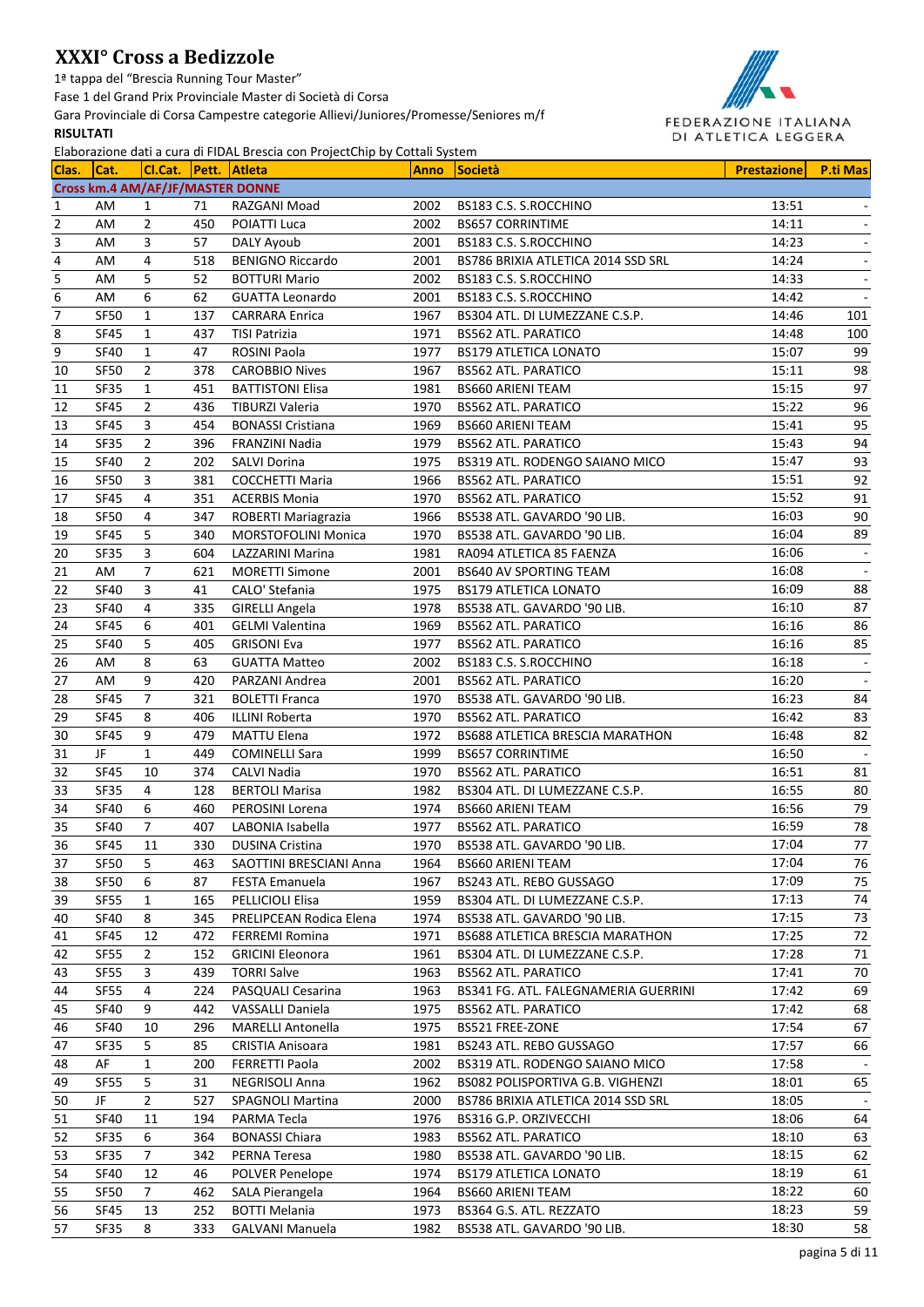# XXXI° Cross a Bedizzole

1ª tappa del "Brescia Running Tour Master"

Fase 1 del Grand Prix Provinciale Master di Società di Corsa

Gara Provinciale di Corsa Campestre categorie Allievi/Juniores/Promesse/Seniores m/f

**RISULTATI**

FEDERAZIONE ITALIANA DI ATLETICA LEGGERA

Elaborazione dati a cura di FIDAL Brescia con ProjectChip by Cottali System

| Clas. | Cat. | Cl.Cat. | Pett. | Atleta | Anno | Società | Prestazione | P.ti Mas |
|---|---|---|---|---|---|---|---|---|
| **Cross km.4 AM/AF/JF/MASTER DONNE** | | | | | | | | |
| 1 | AM | 1 | 71 | RAZGANI Moad | 2002 | BS183 C.S. S.ROCCHINO | 13:51 | - |
| 2 | AM | 2 | 450 | POIATTI Luca | 2002 | BS657 CORRINTIME | 14:11 | - |
| 3 | AM | 3 | 57 | DALY Ayoub | 2001 | BS183 C.S. S.ROCCHINO | 14:23 | - |
| 4 | AM | 4 | 518 | BENIGNO Riccardo | 2001 | BS786 BRIXIA ATLETICA 2014 SSD SRL | 14:24 | - |
| 5 | AM | 5 | 52 | BOTTURI Mario | 2002 | BS183 C.S. S.ROCCHINO | 14:33 | - |
| 6 | AM | 6 | 62 | GUATTA Leonardo | 2001 | BS183 C.S. S.ROCCHINO | 14:42 | - |
| 7 | SF50 | 1 | 137 | CARRARA Enrica | 1967 | BS304 ATL. DI LUMEZZANE C.S.P. | 14:46 | 101 |
| 8 | SF45 | 1 | 437 | TISI Patrizia | 1971 | BS562 ATL. PARATICO | 14:48 | 100 |
| 9 | SF40 | 1 | 47 | ROSINI Paola | 1977 | BS179 ATLETICA LONATO | 15:07 | 99 |
| 10 | SF50 | 2 | 378 | CAROBBIO Nives | 1967 | BS562 ATL. PARATICO | 15:11 | 98 |
| 11 | SF35 | 1 | 451 | BATTISTONI Elisa | 1981 | BS660 ARIENI TEAM | 15:15 | 97 |
| 12 | SF45 | 2 | 436 | TIBURZI Valeria | 1970 | BS562 ATL. PARATICO | 15:22 | 96 |
| 13 | SF45 | 3 | 454 | BONASSI Cristiana | 1969 | BS660 ARIENI TEAM | 15:41 | 95 |
| 14 | SF35 | 2 | 396 | FRANZINI Nadia | 1979 | BS562 ATL. PARATICO | 15:43 | 94 |
| 15 | SF40 | 2 | 202 | SALVI Dorina | 1975 | BS319 ATL. RODENGO SAIANO MICO | 15:47 | 93 |
| 16 | SF50 | 3 | 381 | COCCHETTI Maria | 1966 | BS562 ATL. PARATICO | 15:51 | 92 |
| 17 | SF45 | 4 | 351 | ACERBIS Monia | 1970 | BS562 ATL. PARATICO | 15:52 | 91 |
| 18 | SF50 | 4 | 347 | ROBERTI Mariagrazia | 1966 | BS538 ATL. GAVARDO '90 LIB. | 16:03 | 90 |
| 19 | SF45 | 5 | 340 | MORSTOFOLINI Monica | 1970 | BS538 ATL. GAVARDO '90 LIB. | 16:04 | 89 |
| 20 | SF35 | 3 | 604 | LAZZARINI Marina | 1981 | RA094 ATLETICA 85 FAENZA | 16:06 | - |
| 21 | AM | 7 | 621 | MORETTI Simone | 2001 | BS640 AV SPORTING TEAM | 16:08 | - |
| 22 | SF40 | 3 | 41 | CALO' Stefania | 1975 | BS179 ATLETICA LONATO | 16:09 | 88 |
| 23 | SF40 | 4 | 335 | GIRELLI Angela | 1978 | BS538 ATL. GAVARDO '90 LIB. | 16:10 | 87 |
| 24 | SF45 | 6 | 401 | GELMI Valentina | 1969 | BS562 ATL. PARATICO | 16:16 | 86 |
| 25 | SF40 | 5 | 405 | GRISONI Eva | 1977 | BS562 ATL. PARATICO | 16:16 | 85 |
| 26 | AM | 8 | 63 | GUATTA Matteo | 2002 | BS183 C.S. S.ROCCHINO | 16:18 | - |
| 27 | AM | 9 | 420 | PARZANI Andrea | 2001 | BS562 ATL. PARATICO | 16:20 | - |
| 28 | SF45 | 7 | 321 | BOLETTI Franca | 1970 | BS538 ATL. GAVARDO '90 LIB. | 16:23 | 84 |
| 29 | SF45 | 8 | 406 | ILLINI Roberta | 1970 | BS562 ATL. PARATICO | 16:42 | 83 |
| 30 | SF45 | 9 | 479 | MATTU Elena | 1972 | BS688 ATLETICA BRESCIA MARATHON | 16:48 | 82 |
| 31 | JF | 1 | 449 | COMINELLI Sara | 1999 | BS657 CORRINTIME | 16:50 | - |
| 32 | SF45 | 10 | 374 | CALVI Nadia | 1970 | BS562 ATL. PARATICO | 16:51 | 81 |
| 33 | SF35 | 4 | 128 | BERTOLI Marisa | 1982 | BS304 ATL. DI LUMEZZANE C.S.P. | 16:55 | 80 |
| 34 | SF40 | 6 | 460 | PEROSINI Lorena | 1974 | BS660 ARIENI TEAM | 16:56 | 79 |
| 35 | SF40 | 7 | 407 | LABONIA Isabella | 1977 | BS562 ATL. PARATICO | 16:59 | 78 |
| 36 | SF45 | 11 | 330 | DUSINA Cristina | 1970 | BS538 ATL. GAVARDO '90 LIB. | 17:04 | 77 |
| 37 | SF50 | 5 | 463 | SAOTTINI BRESCIANI Anna | 1964 | BS660 ARIENI TEAM | 17:04 | 76 |
| 38 | SF50 | 6 | 87 | FESTA Emanuela | 1967 | BS243 ATL. REBO GUSSAGO | 17:09 | 75 |
| 39 | SF55 | 1 | 165 | PELLICIOLI Elisa | 1959 | BS304 ATL. DI LUMEZZANE C.S.P. | 17:13 | 74 |
| 40 | SF40 | 8 | 345 | PRELIPCEAN Rodica Elena | 1974 | BS538 ATL. GAVARDO '90 LIB. | 17:15 | 73 |
| 41 | SF45 | 12 | 472 | FERREMI Romina | 1971 | BS688 ATLETICA BRESCIA MARATHON | 17:25 | 72 |
| 42 | SF55 | 2 | 152 | GRICINI Eleonora | 1961 | BS304 ATL. DI LUMEZZANE C.S.P. | 17:28 | 71 |
| 43 | SF55 | 3 | 439 | TORRI Salve | 1963 | BS562 ATL. PARATICO | 17:41 | 70 |
| 44 | SF55 | 4 | 224 | PASQUALI Cesarina | 1963 | BS341 FG. ATL. FALEGNAMERIA GUERRINI | 17:42 | 69 |
| 45 | SF40 | 9 | 442 | VASSALLI Daniela | 1975 | BS562 ATL. PARATICO | 17:42 | 68 |
| 46 | SF40 | 10 | 296 | MARELLI Antonella | 1975 | BS521 FREE-ZONE | 17:54 | 67 |
| 47 | SF35 | 5 | 85 | CRISTIA Anisoara | 1981 | BS243 ATL. REBO GUSSAGO | 17:57 | 66 |
| 48 | AF | 1 | 200 | FERRETTI Paola | 2002 | BS319 ATL. RODENGO SAIANO MICO | 17:58 | - |
| 49 | SF55 | 5 | 31 | NEGRISOLI Anna | 1962 | BS082 POLISPORTIVA G.B. VIGHENZI | 18:01 | 65 |
| 50 | JF | 2 | 527 | SPAGNOLI Martina | 2000 | BS786 BRIXIA ATLETICA 2014 SSD SRL | 18:05 | - |
| 51 | SF40 | 11 | 194 | PARMA Tecla | 1976 | BS316 G.P. ORZIVECCHI | 18:06 | 64 |
| 52 | SF35 | 6 | 364 | BONASSI Chiara | 1983 | BS562 ATL. PARATICO | 18:10 | 63 |
| 53 | SF35 | 7 | 342 | PERNA Teresa | 1980 | BS538 ATL. GAVARDO '90 LIB. | 18:15 | 62 |
| 54 | SF40 | 12 | 46 | POLVER Penelope | 1974 | BS179 ATLETICA LONATO | 18:19 | 61 |
| 55 | SF50 | 7 | 462 | SALA Pierangela | 1964 | BS660 ARIENI TEAM | 18:22 | 60 |
| 56 | SF45 | 13 | 252 | BOTTI Melania | 1973 | BS364 G.S. ATL. REZZATO | 18:23 | 59 |
| 57 | SF35 | 8 | 333 | GALVANI Manuela | 1982 | BS538 ATL. GAVARDO '90 LIB. | 18:30 | 58 |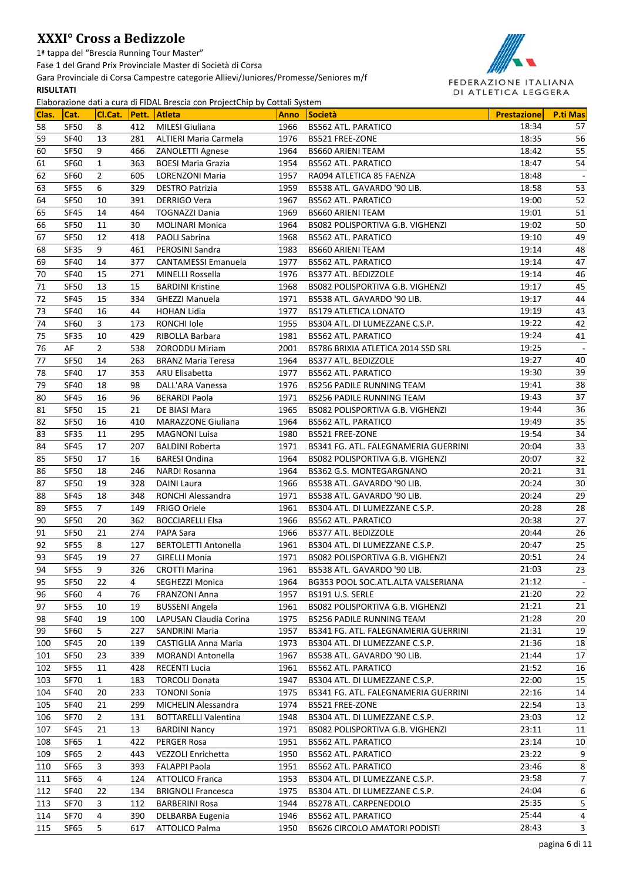# XXXI° Cross a Bedizzole

1ª tappa del "Brescia Running Tour Master"

Fase 1 del Grand Prix Provinciale Master di Società di Corsa

Gara Provinciale di Corsa Campestre categorie Allievi/Juniores/Promesse/Seniores m/f

**RISULTATI**

Elaborazione dati a cura di FIDAL Brescia con ProjectChip by Cottali System

| Clas. | Cat. | Cl.Cat. | Pett. | Atleta | Anno | Società | Prestazione | P.ti Mas |
|---|---|---|---|---|---|---|---|---|
| 58 | SF50 | 8 | 412 | MILESI Giuliana | 1966 | BS562 ATL. PARATICO | 18:34 | 57 |
| 59 | SF40 | 13 | 281 | ALTIERI Maria Carmela | 1976 | BS521 FREE-ZONE | 18:35 | 56 |
| 60 | SF50 | 9 | 466 | ZANOLETTI Agnese | 1964 | BS660 ARIENI TEAM | 18:42 | 55 |
| 61 | SF60 | 1 | 363 | BOESI Maria Grazia | 1954 | BS562 ATL. PARATICO | 18:47 | 54 |
| 62 | SF60 | 2 | 605 | LORENZONI Maria | 1957 | RA094 ATLETICA 85 FAENZA | 18:48 | - |
| 63 | SF55 | 6 | 329 | DESTRO Patrizia | 1959 | BS538 ATL. GAVARDO '90 LIB. | 18:58 | 53 |
| 64 | SF50 | 10 | 391 | DERRIGO Vera | 1967 | BS562 ATL. PARATICO | 19:00 | 52 |
| 65 | SF45 | 14 | 464 | TOGNAZZI Dania | 1969 | BS660 ARIENI TEAM | 19:01 | 51 |
| 66 | SF50 | 11 | 30 | MOLINARI Monica | 1964 | BS082 POLISPORTIVA G.B. VIGHENZI | 19:02 | 50 |
| 67 | SF50 | 12 | 418 | PAOLI Sabrina | 1968 | BS562 ATL. PARATICO | 19:10 | 49 |
| 68 | SF35 | 9 | 461 | PEROSINI Sandra | 1983 | BS660 ARIENI TEAM | 19:14 | 48 |
| 69 | SF40 | 14 | 377 | CANTAMESSI Emanuela | 1977 | BS562 ATL. PARATICO | 19:14 | 47 |
| 70 | SF40 | 15 | 271 | MINELLI Rossella | 1976 | BS377 ATL. BEDIZZOLE | 19:14 | 46 |
| 71 | SF50 | 13 | 15 | BARDINI Kristine | 1968 | BS082 POLISPORTIVA G.B. VIGHENZI | 19:17 | 45 |
| 72 | SF45 | 15 | 334 | GHEZZI Manuela | 1971 | BS538 ATL. GAVARDO '90 LIB. | 19:17 | 44 |
| 73 | SF40 | 16 | 44 | HOHAN Lidia | 1977 | BS179 ATLETICA LONATO | 19:19 | 43 |
| 74 | SF60 | 3 | 173 | RONCHI Iole | 1955 | BS304 ATL. DI LUMEZZANE C.S.P. | 19:22 | 42 |
| 75 | SF35 | 10 | 429 | RIBOLLA Barbara | 1981 | BS562 ATL. PARATICO | 19:24 | 41 |
| 76 | AF | 2 | 538 | ZORODDU Miriam | 2001 | BS786 BRIXIA ATLETICA 2014 SSD SRL | 19:25 | - |
| 77 | SF50 | 14 | 263 | BRANZ Maria Teresa | 1964 | BS377 ATL. BEDIZZOLE | 19:27 | 40 |
| 78 | SF40 | 17 | 353 | ARU Elisabetta | 1977 | BS562 ATL. PARATICO | 19:30 | 39 |
| 79 | SF40 | 18 | 98 | DALL'ARA Vanessa | 1976 | BS256 PADILE RUNNING TEAM | 19:41 | 38 |
| 80 | SF45 | 16 | 96 | BERARDI Paola | 1971 | BS256 PADILE RUNNING TEAM | 19:43 | 37 |
| 81 | SF50 | 15 | 21 | DE BIASI Mara | 1965 | BS082 POLISPORTIVA G.B. VIGHENZI | 19:44 | 36 |
| 82 | SF50 | 16 | 410 | MARAZZONE Giuliana | 1964 | BS562 ATL. PARATICO | 19:49 | 35 |
| 83 | SF35 | 11 | 295 | MAGNONI Luisa | 1980 | BS521 FREE-ZONE | 19:54 | 34 |
| 84 | SF45 | 17 | 207 | BALDINI Roberta | 1971 | BS341 FG. ATL. FALEGNAMERIA GUERRINI | 20:04 | 33 |
| 85 | SF50 | 17 | 16 | BARESI Ondina | 1964 | BS082 POLISPORTIVA G.B. VIGHENZI | 20:07 | 32 |
| 86 | SF50 | 18 | 246 | NARDI Rosanna | 1964 | BS362 G.S. MONTEGARGNANO | 20:21 | 31 |
| 87 | SF50 | 19 | 328 | DAINI Laura | 1966 | BS538 ATL. GAVARDO '90 LIB. | 20:24 | 30 |
| 88 | SF45 | 18 | 348 | RONCHI Alessandra | 1971 | BS538 ATL. GAVARDO '90 LIB. | 20:24 | 29 |
| 89 | SF55 | 7 | 149 | FRIGO Oriele | 1961 | BS304 ATL. DI LUMEZZANE C.S.P. | 20:28 | 28 |
| 90 | SF50 | 20 | 362 | BOCCIARELLI Elsa | 1966 | BS562 ATL. PARATICO | 20:38 | 27 |
| 91 | SF50 | 21 | 274 | PAPA Sara | 1966 | BS377 ATL. BEDIZZOLE | 20:44 | 26 |
| 92 | SF55 | 8 | 127 | BERTOLETTI Antonella | 1961 | BS304 ATL. DI LUMEZZANE C.S.P. | 20:47 | 25 |
| 93 | SF45 | 19 | 27 | GIRELLI Monia | 1971 | BS082 POLISPORTIVA G.B. VIGHENZI | 20:51 | 24 |
| 94 | SF55 | 9 | 326 | CROTTI Marina | 1961 | BS538 ATL. GAVARDO '90 LIB. | 21:03 | 23 |
| 95 | SF50 | 22 | 4 | SEGHEZZI Monica | 1964 | BG353 POOL SOC.ATL.ALTA VALSERIANA | 21:12 | - |
| 96 | SF60 | 4 | 76 | FRANZONI Anna | 1957 | BS191 U.S. SERLE | 21:20 | 22 |
| 97 | SF55 | 10 | 19 | BUSSENI Angela | 1961 | BS082 POLISPORTIVA G.B. VIGHENZI | 21:21 | 21 |
| 98 | SF40 | 19 | 100 | LAPUSAN Claudia Corina | 1975 | BS256 PADILE RUNNING TEAM | 21:28 | 20 |
| 99 | SF60 | 5 | 227 | SANDRINI Maria | 1957 | BS341 FG. ATL. FALEGNAMERIA GUERRINI | 21:31 | 19 |
| 100 | SF45 | 20 | 139 | CASTIGLIA Anna Maria | 1973 | BS304 ATL. DI LUMEZZANE C.S.P. | 21:36 | 18 |
| 101 | SF50 | 23 | 339 | MORANDI Antonella | 1967 | BS538 ATL. GAVARDO '90 LIB. | 21:44 | 17 |
| 102 | SF55 | 11 | 428 | RECENTI Lucia | 1961 | BS562 ATL. PARATICO | 21:52 | 16 |
| 103 | SF70 | 1 | 183 | TORCOLI Donata | 1947 | BS304 ATL. DI LUMEZZANE C.S.P. | 22:00 | 15 |
| 104 | SF40 | 20 | 233 | TONONI Sonia | 1975 | BS341 FG. ATL. FALEGNAMERIA GUERRINI | 22:16 | 14 |
| 105 | SF40 | 21 | 299 | MICHELIN Alessandra | 1974 | BS521 FREE-ZONE | 22:54 | 13 |
| 106 | SF70 | 2 | 131 | BOTTARELLI Valentina | 1948 | BS304 ATL. DI LUMEZZANE C.S.P. | 23:03 | 12 |
| 107 | SF45 | 21 | 13 | BARDINI Nancy | 1971 | BS082 POLISPORTIVA G.B. VIGHENZI | 23:11 | 11 |
| 108 | SF65 | 1 | 422 | PERGER Rosa | 1951 | BS562 ATL. PARATICO | 23:14 | 10 |
| 109 | SF65 | 2 | 443 | VEZZOLI Enrichetta | 1950 | BS562 ATL. PARATICO | 23:22 | 9 |
| 110 | SF65 | 3 | 393 | FALAPPI Paola | 1951 | BS562 ATL. PARATICO | 23:46 | 8 |
| 111 | SF65 | 4 | 124 | ATTOLICO Franca | 1953 | BS304 ATL. DI LUMEZZANE C.S.P. | 23:58 | 7 |
| 112 | SF40 | 22 | 134 | BRIGNOLI Francesca | 1975 | BS304 ATL. DI LUMEZZANE C.S.P. | 24:04 | 6 |
| 113 | SF70 | 3 | 112 | BARBERINI Rosa | 1944 | BS278 ATL. CARPENEDOLO | 25:35 | 5 |
| 114 | SF70 | 4 | 390 | DELBARBA Eugenia | 1946 | BS562 ATL. PARATICO | 25:44 | 4 |
| 115 | SF65 | 5 | 617 | ATTOLICO Palma | 1950 | BS626 CIRCOLO AMATORI PODISTI | 28:43 | 3 |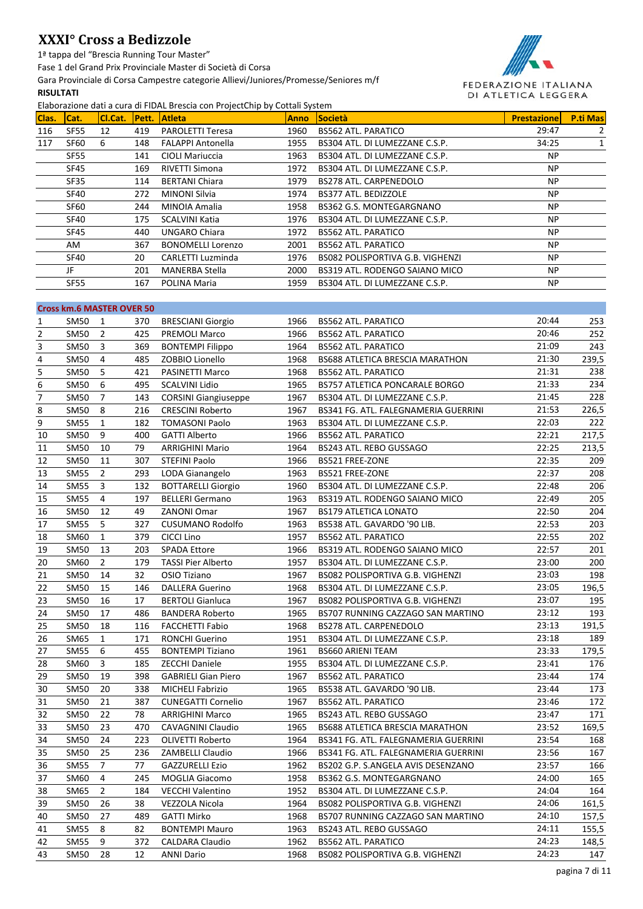# XXXI° Cross a Bedizzole

1ª tappa del "Brescia Running Tour Master"

Fase 1 del Grand Prix Provinciale Master di Società di Corsa

Gara Provinciale di Corsa Campestre categorie Allievi/Juniores/Promesse/Seniores m/f

**RISULTATI**

Elaborazione dati a cura di FIDAL Brescia con ProjectChip by Cottali System

| Clas. | Cat. | Cl.Cat. | Pett. | Atleta | Anno | Società | Prestazione | P.ti Mas |
|---|---|---|---|---|---|---|---|---|
| 116 | SF55 | 12 | 419 | PAROLETTI Teresa | 1960 | BS562 ATL. PARATICO | 29:47 | 2 |
| 117 | SF60 | 6 | 148 | FALAPPI Antonella | 1955 | BS304 ATL. DI LUMEZZANE C.S.P. | 34:25 | 1 |
| | SF55 | | 141 | CIOLI Mariuccia | 1963 | BS304 ATL. DI LUMEZZANE C.S.P. | NP | |
| | SF45 | | 169 | RIVETTI Simona | 1972 | BS304 ATL. DI LUMEZZANE C.S.P. | NP | |
| | SF35 | | 114 | BERTANI Chiara | 1979 | BS278 ATL. CARPENEDOLO | NP | |
| | SF40 | | 272 | MINONI Silvia | 1974 | BS377 ATL. BEDIZZOLE | NP | |
| | SF60 | | 244 | MINOIA Amalia | 1958 | BS362 G.S. MONTEGARGNANO | NP | |
| | SF40 | | 175 | SCALVINI Katia | 1976 | BS304 ATL. DI LUMEZZANE C.S.P. | NP | |
| | SF45 | | 440 | UNGARO Chiara | 1972 | BS562 ATL. PARATICO | NP | |
| | AM | | 367 | BONOMELLI Lorenzo | 2001 | BS562 ATL. PARATICO | NP | |
| | SF40 | | 20 | CARLETTI Luzminda | 1976 | BS082 POLISPORTIVA G.B. VIGHENZI | NP | |
| | JF | | 201 | MANERBA Stella | 2000 | BS319 ATL. RODENGO SAIANO MICO | NP | |
| | SF55 | | 167 | POLINA Maria | 1959 | BS304 ATL. DI LUMEZZANE C.S.P. | NP | |

**Cross km.6 MASTER OVER 50**

| Clas. | Cat. | Cl.Cat. | Pett. | Atleta | Anno | Società | Prestazione | P.ti Mas |
|---|---|---|---|---|---|---|---|---|
| 1 | SM50 | 1 | 370 | BRESCIANI Giorgio | 1966 | BS562 ATL. PARATICO | 20:44 | 253 |
| 2 | SM50 | 2 | 425 | PREMOLI Marco | 1966 | BS562 ATL. PARATICO | 20:46 | 252 |
| 3 | SM50 | 3 | 369 | BONTEMPI Filippo | 1964 | BS562 ATL. PARATICO | 21:09 | 243 |
| 4 | SM50 | 4 | 485 | ZOBBIO Lionello | 1968 | BS688 ATLETICA BRESCIA MARATHON | 21:30 | 239,5 |
| 5 | SM50 | 5 | 421 | PASINETTI Marco | 1968 | BS562 ATL. PARATICO | 21:31 | 238 |
| 6 | SM50 | 6 | 495 | SCALVINI Lidio | 1965 | BS757 ATLETICA PONCARALE BORGO | 21:33 | 234 |
| 7 | SM50 | 7 | 143 | CORSINI Giangiuseppe | 1967 | BS304 ATL. DI LUMEZZANE C.S.P. | 21:45 | 228 |
| 8 | SM50 | 8 | 216 | CRESCINI Roberto | 1967 | BS341 FG. ATL. FALEGNAMERIA GUERRINI | 21:53 | 226,5 |
| 9 | SM55 | 1 | 182 | TOMASONI Paolo | 1963 | BS304 ATL. DI LUMEZZANE C.S.P. | 22:03 | 222 |
| 10 | SM50 | 9 | 400 | GATTI Alberto | 1966 | BS562 ATL. PARATICO | 22:21 | 217,5 |
| 11 | SM50 | 10 | 79 | ARRIGHINI Mario | 1964 | BS243 ATL. REBO GUSSAGO | 22:25 | 213,5 |
| 12 | SM50 | 11 | 307 | STEFINI Paolo | 1966 | BS521 FREE-ZONE | 22:35 | 209 |
| 13 | SM55 | 2 | 293 | LODA Gianangelo | 1963 | BS521 FREE-ZONE | 22:37 | 208 |
| 14 | SM55 | 3 | 132 | BOTTARELLI Giorgio | 1960 | BS304 ATL. DI LUMEZZANE C.S.P. | 22:48 | 206 |
| 15 | SM55 | 4 | 197 | BELLERI Germano | 1963 | BS319 ATL. RODENGO SAIANO MICO | 22:49 | 205 |
| 16 | SM50 | 12 | 49 | ZANONI Omar | 1967 | BS179 ATLETICA LONATO | 22:50 | 204 |
| 17 | SM55 | 5 | 327 | CUSUMANO Rodolfo | 1963 | BS538 ATL. GAVARDO '90 LIB. | 22:53 | 203 |
| 18 | SM60 | 1 | 379 | CICCI Lino | 1957 | BS562 ATL. PARATICO | 22:55 | 202 |
| 19 | SM50 | 13 | 203 | SPADA Ettore | 1966 | BS319 ATL. RODENGO SAIANO MICO | 22:57 | 201 |
| 20 | SM60 | 2 | 179 | TASSI Pier Alberto | 1957 | BS304 ATL. DI LUMEZZANE C.S.P. | 23:00 | 200 |
| 21 | SM50 | 14 | 32 | OSIO Tiziano | 1967 | BS082 POLISPORTIVA G.B. VIGHENZI | 23:03 | 198 |
| 22 | SM50 | 15 | 146 | DALLERA Guerino | 1968 | BS304 ATL. DI LUMEZZANE C.S.P. | 23:05 | 196,5 |
| 23 | SM50 | 16 | 17 | BERTOLI Gianluca | 1967 | BS082 POLISPORTIVA G.B. VIGHENZI | 23:07 | 195 |
| 24 | SM50 | 17 | 486 | BANDERA Roberto | 1965 | BS707 RUNNING CAZZAGO SAN MARTINO | 23:12 | 193 |
| 25 | SM50 | 18 | 116 | FACCHETTI Fabio | 1968 | BS278 ATL. CARPENEDOLO | 23:13 | 191,5 |
| 26 | SM65 | 1 | 171 | RONCHI Guerino | 1951 | BS304 ATL. DI LUMEZZANE C.S.P. | 23:18 | 189 |
| 27 | SM55 | 6 | 455 | BONTEMPI Tiziano | 1961 | BS660 ARIENI TEAM | 23:33 | 179,5 |
| 28 | SM60 | 3 | 185 | ZECCHI Daniele | 1955 | BS304 ATL. DI LUMEZZANE C.S.P. | 23:41 | 176 |
| 29 | SM50 | 19 | 398 | GABRIELI Gian Piero | 1967 | BS562 ATL. PARATICO | 23:44 | 174 |
| 30 | SM50 | 20 | 338 | MICHELI Fabrizio | 1965 | BS538 ATL. GAVARDO '90 LIB. | 23:44 | 173 |
| 31 | SM50 | 21 | 387 | CUNEGATTI Cornelio | 1967 | BS562 ATL. PARATICO | 23:46 | 172 |
| 32 | SM50 | 22 | 78 | ARRIGHINI Marco | 1965 | BS243 ATL. REBO GUSSAGO | 23:47 | 171 |
| 33 | SM50 | 23 | 470 | CAVAGNINI Claudio | 1965 | BS688 ATLETICA BRESCIA MARATHON | 23:52 | 169,5 |
| 34 | SM50 | 24 | 223 | OLIVETTI Roberto | 1964 | BS341 FG. ATL. FALEGNAMERIA GUERRINI | 23:54 | 168 |
| 35 | SM50 | 25 | 236 | ZAMBELLI Claudio | 1966 | BS341 FG. ATL. FALEGNAMERIA GUERRINI | 23:56 | 167 |
| 36 | SM55 | 7 | 77 | GAZZURELLI Ezio | 1962 | BS202 G.P. S.ANGELA AVIS DESENZANO | 23:57 | 166 |
| 37 | SM60 | 4 | 245 | MOGLIA Giacomo | 1958 | BS362 G.S. MONTEGARGNANO | 24:00 | 165 |
| 38 | SM65 | 2 | 184 | VECCHI Valentino | 1952 | BS304 ATL. DI LUMEZZANE C.S.P. | 24:04 | 164 |
| 39 | SM50 | 26 | 38 | VEZZOLA Nicola | 1964 | BS082 POLISPORTIVA G.B. VIGHENZI | 24:06 | 161,5 |
| 40 | SM50 | 27 | 489 | GATTI Mirko | 1968 | BS707 RUNNING CAZZAGO SAN MARTINO | 24:10 | 157,5 |
| 41 | SM55 | 8 | 82 | BONTEMPI Mauro | 1963 | BS243 ATL. REBO GUSSAGO | 24:11 | 155,5 |
| 42 | SM55 | 9 | 372 | CALDARA Claudio | 1962 | BS562 ATL. PARATICO | 24:23 | 148,5 |
| 43 | SM50 | 28 | 12 | ANNI Dario | 1968 | BS082 POLISPORTIVA G.B. VIGHENZI | 24:23 | 147 |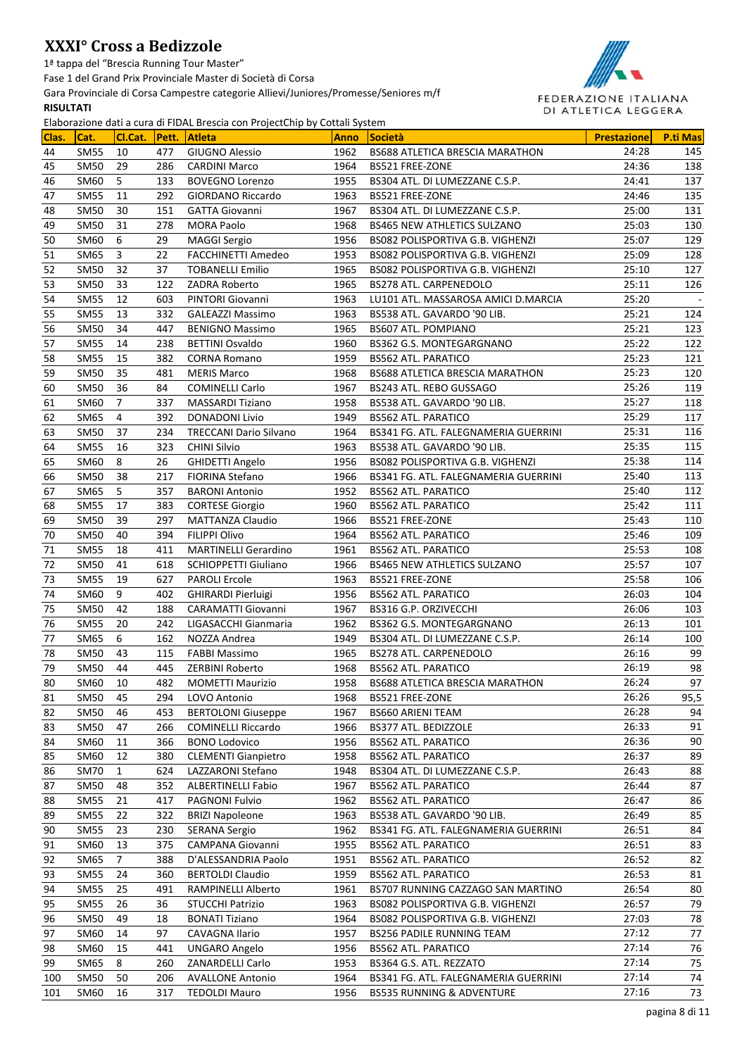# XXXI° Cross a Bedizzole

1ª tappa del "Brescia Running Tour Master"

Fase 1 del Grand Prix Provinciale Master di Società di Corsa

Gara Provinciale di Corsa Campestre categorie Allievi/Juniores/Promesse/Seniores m/f

**RISULTATI**

Elaborazione dati a cura di FIDAL Brescia con ProjectChip by Cottali System

| Clas. | Cat. | Cl.Cat. | Pett. | Atleta | Anno | Società | Prestazione | P.ti Mas |
|---|---|---|---|---|---|---|---|---|
| 44 | SM55 | 10 | 477 | GIUGNO Alessio | 1962 | BS688 ATLETICA BRESCIA MARATHON | 24:28 | 145 |
| 45 | SM50 | 29 | 286 | CARDINI Marco | 1964 | BS521 FREE-ZONE | 24:36 | 138 |
| 46 | SM60 | 5 | 133 | BOVEGNO Lorenzo | 1955 | BS304 ATL. DI LUMEZZANE C.S.P. | 24:41 | 137 |
| 47 | SM55 | 11 | 292 | GIORDANO Riccardo | 1963 | BS521 FREE-ZONE | 24:46 | 135 |
| 48 | SM50 | 30 | 151 | GATTA Giovanni | 1967 | BS304 ATL. DI LUMEZZANE C.S.P. | 25:00 | 131 |
| 49 | SM50 | 31 | 278 | MORA Paolo | 1968 | BS465 NEW ATHLETICS SULZANO | 25:03 | 130 |
| 50 | SM60 | 6 | 29 | MAGGI Sergio | 1956 | BS082 POLISPORTIVA G.B. VIGHENZI | 25:07 | 129 |
| 51 | SM65 | 3 | 22 | FACCHINETTI Amedeo | 1953 | BS082 POLISPORTIVA G.B. VIGHENZI | 25:09 | 128 |
| 52 | SM50 | 32 | 37 | TOBANELLI Emilio | 1965 | BS082 POLISPORTIVA G.B. VIGHENZI | 25:10 | 127 |
| 53 | SM50 | 33 | 122 | ZADRA Roberto | 1965 | BS278 ATL. CARPENEDOLO | 25:11 | 126 |
| 54 | SM55 | 12 | 603 | PINTORI Giovanni | 1963 | LU101 ATL. MASSAROSA AMICI D.MARCIA | 25:20 | - |
| 55 | SM55 | 13 | 332 | GALEAZZI Massimo | 1963 | BS538 ATL. GAVARDO '90 LIB. | 25:21 | 124 |
| 56 | SM50 | 34 | 447 | BENIGNO Massimo | 1965 | BS607 ATL. POMPIANO | 25:21 | 123 |
| 57 | SM55 | 14 | 238 | BETTINI Osvaldo | 1960 | BS362 G.S. MONTEGARGNANO | 25:22 | 122 |
| 58 | SM55 | 15 | 382 | CORNA Romano | 1959 | BS562 ATL. PARATICO | 25:23 | 121 |
| 59 | SM50 | 35 | 481 | MERIS Marco | 1968 | BS688 ATLETICA BRESCIA MARATHON | 25:23 | 120 |
| 60 | SM50 | 36 | 84 | COMINELLI Carlo | 1967 | BS243 ATL. REBO GUSSAGO | 25:26 | 119 |
| 61 | SM60 | 7 | 337 | MASSARDI Tiziano | 1958 | BS538 ATL. GAVARDO '90 LIB. | 25:27 | 118 |
| 62 | SM65 | 4 | 392 | DONADONI Livio | 1949 | BS562 ATL. PARATICO | 25:29 | 117 |
| 63 | SM50 | 37 | 234 | TRECCANI Dario Silvano | 1964 | BS341 FG. ATL. FALEGNAMERIA GUERRINI | 25:31 | 116 |
| 64 | SM55 | 16 | 323 | CHINI Silvio | 1963 | BS538 ATL. GAVARDO '90 LIB. | 25:35 | 115 |
| 65 | SM60 | 8 | 26 | GHIDETTI Angelo | 1956 | BS082 POLISPORTIVA G.B. VIGHENZI | 25:38 | 114 |
| 66 | SM50 | 38 | 217 | FIORINA Stefano | 1966 | BS341 FG. ATL. FALEGNAMERIA GUERRINI | 25:40 | 113 |
| 67 | SM65 | 5 | 357 | BARONI Antonio | 1952 | BS562 ATL. PARATICO | 25:40 | 112 |
| 68 | SM55 | 17 | 383 | CORTESE Giorgio | 1960 | BS562 ATL. PARATICO | 25:42 | 111 |
| 69 | SM50 | 39 | 297 | MATTANZA Claudio | 1966 | BS521 FREE-ZONE | 25:43 | 110 |
| 70 | SM50 | 40 | 394 | FILIPPI Olivo | 1964 | BS562 ATL. PARATICO | 25:46 | 109 |
| 71 | SM55 | 18 | 411 | MARTINELLI Gerardino | 1961 | BS562 ATL. PARATICO | 25:53 | 108 |
| 72 | SM50 | 41 | 618 | SCHIOPPETTI Giuliano | 1966 | BS465 NEW ATHLETICS SULZANO | 25:57 | 107 |
| 73 | SM55 | 19 | 627 | PAROLI Ercole | 1963 | BS521 FREE-ZONE | 25:58 | 106 |
| 74 | SM60 | 9 | 402 | GHIRARDI Pierluigi | 1956 | BS562 ATL. PARATICO | 26:03 | 104 |
| 75 | SM50 | 42 | 188 | CARAMATTI Giovanni | 1967 | BS316 G.P. ORZIVECCHI | 26:06 | 103 |
| 76 | SM55 | 20 | 242 | LIGASACCHI Gianmaria | 1962 | BS362 G.S. MONTEGARGNANO | 26:13 | 101 |
| 77 | SM65 | 6 | 162 | NOZZA Andrea | 1949 | BS304 ATL. DI LUMEZZANE C.S.P. | 26:14 | 100 |
| 78 | SM50 | 43 | 115 | FABBI Massimo | 1965 | BS278 ATL. CARPENEDOLO | 26:16 | 99 |
| 79 | SM50 | 44 | 445 | ZERBINI Roberto | 1968 | BS562 ATL. PARATICO | 26:19 | 98 |
| 80 | SM60 | 10 | 482 | MOMETTI Maurizio | 1958 | BS688 ATLETICA BRESCIA MARATHON | 26:24 | 97 |
| 81 | SM50 | 45 | 294 | LOVO Antonio | 1968 | BS521 FREE-ZONE | 26:26 | 95,5 |
| 82 | SM50 | 46 | 453 | BERTOLONI Giuseppe | 1967 | BS660 ARIENI TEAM | 26:28 | 94 |
| 83 | SM50 | 47 | 266 | COMINELLI Riccardo | 1966 | BS377 ATL. BEDIZZOLE | 26:33 | 91 |
| 84 | SM60 | 11 | 366 | BONO Lodovico | 1956 | BS562 ATL. PARATICO | 26:36 | 90 |
| 85 | SM60 | 12 | 380 | CLEMENTI Gianpietro | 1958 | BS562 ATL. PARATICO | 26:37 | 89 |
| 86 | SM70 | 1 | 624 | LAZZARONI Stefano | 1948 | BS304 ATL. DI LUMEZZANE C.S.P. | 26:43 | 88 |
| 87 | SM50 | 48 | 352 | ALBERTINELLI Fabio | 1967 | BS562 ATL. PARATICO | 26:44 | 87 |
| 88 | SM55 | 21 | 417 | PAGNONI Fulvio | 1962 | BS562 ATL. PARATICO | 26:47 | 86 |
| 89 | SM55 | 22 | 322 | BRIZI Napoleone | 1963 | BS538 ATL. GAVARDO '90 LIB. | 26:49 | 85 |
| 90 | SM55 | 23 | 230 | SERANA Sergio | 1962 | BS341 FG. ATL. FALEGNAMERIA GUERRINI | 26:51 | 84 |
| 91 | SM60 | 13 | 375 | CAMPANA Giovanni | 1955 | BS562 ATL. PARATICO | 26:51 | 83 |
| 92 | SM65 | 7 | 388 | D'ALESSANDRIA Paolo | 1951 | BS562 ATL. PARATICO | 26:52 | 82 |
| 93 | SM55 | 24 | 360 | BERTOLDI Claudio | 1959 | BS562 ATL. PARATICO | 26:53 | 81 |
| 94 | SM55 | 25 | 491 | RAMPINELLI Alberto | 1961 | BS707 RUNNING CAZZAGO SAN MARTINO | 26:54 | 80 |
| 95 | SM55 | 26 | 36 | STUCCHI Patrizio | 1963 | BS082 POLISPORTIVA G.B. VIGHENZI | 26:57 | 79 |
| 96 | SM50 | 49 | 18 | BONATI Tiziano | 1964 | BS082 POLISPORTIVA G.B. VIGHENZI | 27:03 | 78 |
| 97 | SM60 | 14 | 97 | CAVAGNA Ilario | 1957 | BS256 PADILE RUNNING TEAM | 27:12 | 77 |
| 98 | SM60 | 15 | 441 | UNGARO Angelo | 1956 | BS562 ATL. PARATICO | 27:14 | 76 |
| 99 | SM65 | 8 | 260 | ZANARDELLI Carlo | 1953 | BS364 G.S. ATL. REZZATO | 27:14 | 75 |
| 100 | SM50 | 50 | 206 | AVALLONE Antonio | 1964 | BS341 FG. ATL. FALEGNAMERIA GUERRINI | 27:14 | 74 |
| 101 | SM60 | 16 | 317 | TEDOLDI Mauro | 1956 | BS535 RUNNING & ADVENTURE | 27:16 | 73 |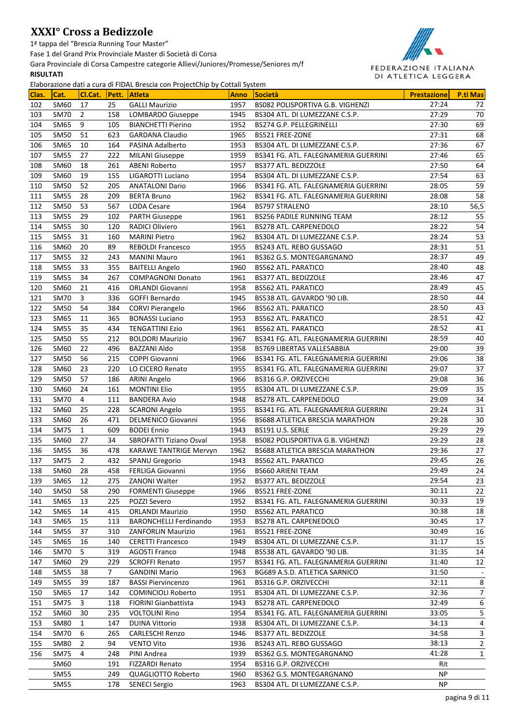# XXXI° Cross a Bedizzole

1ª tappa del "Brescia Running Tour Master"

Fase 1 del Grand Prix Provinciale Master di Società di Corsa

Gara Provinciale di Corsa Campestre categorie Allievi/Juniores/Promesse/Seniores m/f

**RISULTATI**

FEDERAZIONE ITALIANA DI ATLETICA LEGGERA

Elaborazione dati a cura di FIDAL Brescia con ProjectChip by Cottali System

| Clas. | Cat. | Cl.Cat. | Pett. | Atleta | Anno | Società | Prestazione | P.ti Mas |
|---|---|---|---|---|---|---|---|---|
| 102 | SM60 | 17 | 25 | GALLI Maurizio | 1957 | BS082 POLISPORTIVA G.B. VIGHENZI | 27:24 | 72 |
| 103 | SM70 | 2 | 158 | LOMBARDO Giuseppe | 1945 | BS304 ATL. DI LUMEZZANE C.S.P. | 27:29 | 70 |
| 104 | SM65 | 9 | 105 | BIANCHETTI Pierino | 1952 | BS274 G.P. PELLEGRINELLI | 27:30 | 69 |
| 105 | SM50 | 51 | 623 | GARDANA Claudio | 1965 | BS521 FREE-ZONE | 27:31 | 68 |
| 106 | SM65 | 10 | 164 | PASINA Adalberto | 1953 | BS304 ATL. DI LUMEZZANE C.S.P. | 27:36 | 67 |
| 107 | SM55 | 27 | 222 | MILANI Giuseppe | 1959 | BS341 FG. ATL. FALEGNAMERIA GUERRINI | 27:46 | 65 |
| 108 | SM60 | 18 | 261 | ABENI Roberto | 1957 | BS377 ATL. BEDIZZOLE | 27:50 | 64 |
| 109 | SM60 | 19 | 155 | LIGAROTTI Luciano | 1954 | BS304 ATL. DI LUMEZZANE C.S.P. | 27:54 | 63 |
| 110 | SM50 | 52 | 205 | ANATALONI Dario | 1966 | BS341 FG. ATL. FALEGNAMERIA GUERRINI | 28:05 | 59 |
| 111 | SM55 | 28 | 209 | BERTA Bruno | 1962 | BS341 FG. ATL. FALEGNAMERIA GUERRINI | 28:08 | 58 |
| 112 | SM50 | 53 | 567 | LODA Cesare | 1964 | BS797 STRALENO | 28:10 | 56,5 |
| 113 | SM55 | 29 | 102 | PARTH Giuseppe | 1961 | BS256 PADILE RUNNING TEAM | 28:12 | 55 |
| 114 | SM55 | 30 | 120 | RADICI Oliviero | 1961 | BS278 ATL. CARPENEDOLO | 28:22 | 54 |
| 115 | SM55 | 31 | 160 | MARINI Pietro | 1962 | BS304 ATL. DI LUMEZZANE C.S.P. | 28:24 | 53 |
| 116 | SM60 | 20 | 89 | REBOLDI Francesco | 1955 | BS243 ATL. REBO GUSSAGO | 28:31 | 51 |
| 117 | SM55 | 32 | 243 | MANINI Mauro | 1961 | BS362 G.S. MONTEGARGNANO | 28:37 | 49 |
| 118 | SM55 | 33 | 355 | BAITELLI Angelo | 1960 | BS562 ATL. PARATICO | 28:40 | 48 |
| 119 | SM55 | 34 | 267 | COMPAGNONI Donato | 1961 | BS377 ATL. BEDIZZOLE | 28:46 | 47 |
| 120 | SM60 | 21 | 416 | ORLANDI Giovanni | 1958 | BS562 ATL. PARATICO | 28:49 | 45 |
| 121 | SM70 | 3 | 336 | GOFFI Bernardo | 1945 | BS538 ATL. GAVARDO '90 LIB. | 28:50 | 44 |
| 122 | SM50 | 54 | 384 | CORVI Pierangelo | 1966 | BS562 ATL. PARATICO | 28:50 | 43 |
| 123 | SM65 | 11 | 365 | BONASSI Luciano | 1953 | BS562 ATL. PARATICO | 28:51 | 42 |
| 124 | SM55 | 35 | 434 | TENGATTINI Ezio | 1961 | BS562 ATL. PARATICO | 28:52 | 41 |
| 125 | SM50 | 55 | 212 | BOLDORI Maurizio | 1967 | BS341 FG. ATL. FALEGNAMERIA GUERRINI | 28:59 | 40 |
| 126 | SM60 | 22 | 496 | BAZZANI Aldo | 1958 | BS769 LIBERTAS VALLESABBIA | 29:00 | 39 |
| 127 | SM50 | 56 | 215 | COPPI Giovanni | 1966 | BS341 FG. ATL. FALEGNAMERIA GUERRINI | 29:06 | 38 |
| 128 | SM60 | 23 | 220 | LO CICERO Renato | 1955 | BS341 FG. ATL. FALEGNAMERIA GUERRINI | 29:07 | 37 |
| 129 | SM50 | 57 | 186 | ARINI Angelo | 1966 | BS316 G.P. ORZIVECCHI | 29:08 | 36 |
| 130 | SM60 | 24 | 161 | MONTINI Elio | 1955 | BS304 ATL. DI LUMEZZANE C.S.P. | 29:09 | 35 |
| 131 | SM70 | 4 | 111 | BANDERA Avio | 1948 | BS278 ATL. CARPENEDOLO | 29:09 | 34 |
| 132 | SM60 | 25 | 228 | SCARONI Angelo | 1955 | BS341 FG. ATL. FALEGNAMERIA GUERRINI | 29:24 | 31 |
| 133 | SM60 | 26 | 471 | DELMENICO Giovanni | 1956 | BS688 ATLETICA BRESCIA MARATHON | 29:28 | 30 |
| 134 | SM75 | 1 | 609 | BODEI Ennio | 1943 | BS191 U.S. SERLE | 29:29 | 29 |
| 135 | SM60 | 27 | 34 | SBROFATTI Tiziano Osval | 1958 | BS082 POLISPORTIVA G.B. VIGHENZI | 29:29 | 28 |
| 136 | SM55 | 36 | 478 | KARAWE TANTRIGE Mervyn | 1962 | BS688 ATLETICA BRESCIA MARATHON | 29:36 | 27 |
| 137 | SM75 | 2 | 432 | SPANU Gregorio | 1943 | BS562 ATL. PARATICO | 29:45 | 26 |
| 138 | SM60 | 28 | 458 | FERLIGA Giovanni | 1956 | BS660 ARIENI TEAM | 29:49 | 24 |
| 139 | SM65 | 12 | 275 | ZANONI Walter | 1952 | BS377 ATL. BEDIZZOLE | 29:54 | 23 |
| 140 | SM50 | 58 | 290 | FORMENTI Giuseppe | 1966 | BS521 FREE-ZONE | 30:11 | 22 |
| 141 | SM65 | 13 | 225 | POZZI Severo | 1952 | BS341 FG. ATL. FALEGNAMERIA GUERRINI | 30:33 | 19 |
| 142 | SM65 | 14 | 415 | ORLANDI Maurizio | 1950 | BS562 ATL. PARATICO | 30:38 | 18 |
| 143 | SM65 | 15 | 113 | BARONCHELLI Ferdinando | 1953 | BS278 ATL. CARPENEDOLO | 30:45 | 17 |
| 144 | SM55 | 37 | 310 | ZANFORLIN Maurizio | 1961 | BS521 FREE-ZONE | 30:49 | 16 |
| 145 | SM65 | 16 | 140 | CERETTI Francesco | 1949 | BS304 ATL. DI LUMEZZANE C.S.P. | 31:17 | 15 |
| 146 | SM70 | 5 | 319 | AGOSTI Franco | 1948 | BS538 ATL. GAVARDO '90 LIB. | 31:35 | 14 |
| 147 | SM60 | 29 | 229 | SCROFFI Renato | 1957 | BS341 FG. ATL. FALEGNAMERIA GUERRINI | 31:40 | 12 |
| 148 | SM55 | 38 | 7 | GANDINI Mario | 1963 | BG689 A.S.D. ATLETICA SARNICO | 31:50 | - |
| 149 | SM55 | 39 | 187 | BASSI Piervincenzo | 1961 | BS316 G.P. ORZIVECCHI | 32:11 | 8 |
| 150 | SM65 | 17 | 142 | COMINCIOLI Roberto | 1951 | BS304 ATL. DI LUMEZZANE C.S.P. | 32:36 | 7 |
| 151 | SM75 | 3 | 118 | FIORINI Gianbattista | 1943 | BS278 ATL. CARPENEDOLO | 32:49 | 6 |
| 152 | SM60 | 30 | 235 | VOLTOLINI Rino | 1954 | BS341 FG. ATL. FALEGNAMERIA GUERRINI | 33:05 | 5 |
| 153 | SM80 | 1 | 147 | DUINA Vittorio | 1938 | BS304 ATL. DI LUMEZZANE C.S.P. | 34:13 | 4 |
| 154 | SM70 | 6 | 265 | CARLESCHI Renzo | 1946 | BS377 ATL. BEDIZZOLE | 34:58 | 3 |
| 155 | SM80 | 2 | 94 | VENTO Vito | 1936 | BS243 ATL. REBO GUSSAGO | 38:13 | 2 |
| 156 | SM75 | 4 | 248 | PINI Andrea | 1939 | BS362 G.S. MONTEGARGNANO | 41:28 | 1 |
| | SM60 | | 191 | FIZZARDI Renato | 1954 | BS316 G.P. ORZIVECCHI | Rit | |
| | SM55 | | 249 | QUAGLIOTTO Roberto | 1960 | BS362 G.S. MONTEGARGNANO | NP | |
| | SM55 | | 178 | SENECI Sergio | 1963 | BS304 ATL. DI LUMEZZANE C.S.P. | NP | |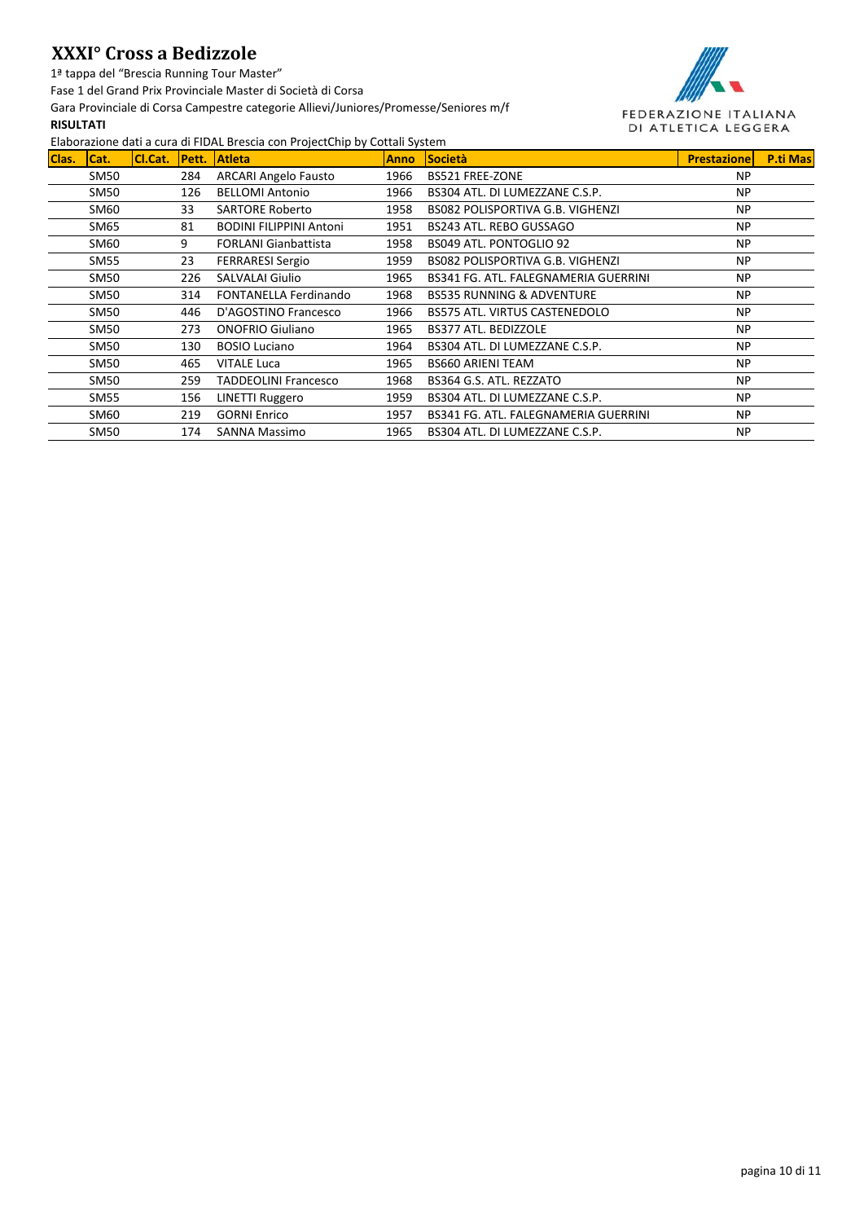# XXXI° Cross a Bedizzole

1ª tappa del "Brescia Running Tour Master"

Fase 1 del Grand Prix Provinciale Master di Società di Corsa

Gara Provinciale di Corsa Campestre categorie Allievi/Juniores/Promesse/Seniores m/f

**RISULTATI**

Elaborazione dati a cura di FIDAL Brescia con ProjectChip by Cottali System

| Clas. | Cat. | Cl.Cat. | Pett. | Atleta | Anno | Società | Prestazione | P.ti Mas |
|---|---|---|---|---|---|---|---|---|
| | SM50 | | 284 | ARCARI Angelo Fausto | 1966 | BS521 FREE-ZONE | NP | |
| | SM50 | | 126 | BELLOMI Antonio | 1966 | BS304 ATL. DI LUMEZZANE C.S.P. | NP | |
| | SM60 | | 33 | SARTORE Roberto | 1958 | BS082 POLISPORTIVA G.B. VIGHENZI | NP | |
| | SM65 | | 81 | BODINI FILIPPINI Antoni | 1951 | BS243 ATL. REBO GUSSAGO | NP | |
| | SM60 | | 9 | FORLANI Gianbattista | 1958 | BS049 ATL. PONTOGLIO 92 | NP | |
| | SM55 | | 23 | FERRARESI Sergio | 1959 | BS082 POLISPORTIVA G.B. VIGHENZI | NP | |
| | SM50 | | 226 | SALVALAI Giulio | 1965 | BS341 FG. ATL. FALEGNAMERIA GUERRINI | NP | |
| | SM50 | | 314 | FONTANELLA Ferdinando | 1968 | BS535 RUNNING & ADVENTURE | NP | |
| | SM50 | | 446 | D'AGOSTINO Francesco | 1966 | BS575 ATL. VIRTUS CASTENEDOLO | NP | |
| | SM50 | | 273 | ONOFRIO Giuliano | 1965 | BS377 ATL. BEDIZZOLE | NP | |
| | SM50 | | 130 | BOSIO Luciano | 1964 | BS304 ATL. DI LUMEZZANE C.S.P. | NP | |
| | SM50 | | 465 | VITALE Luca | 1965 | BS660 ARIENI TEAM | NP | |
| | SM50 | | 259 | TADDEOLINI Francesco | 1968 | BS364 G.S. ATL. REZZATO | NP | |
| | SM55 | | 156 | LINETTI Ruggero | 1959 | BS304 ATL. DI LUMEZZANE C.S.P. | NP | |
| | SM60 | | 219 | GORNI Enrico | 1957 | BS341 FG. ATL. FALEGNAMERIA GUERRINI | NP | |
| | SM50 | | 174 | SANNA Massimo | 1965 | BS304 ATL. DI LUMEZZANE C.S.P. | NP | |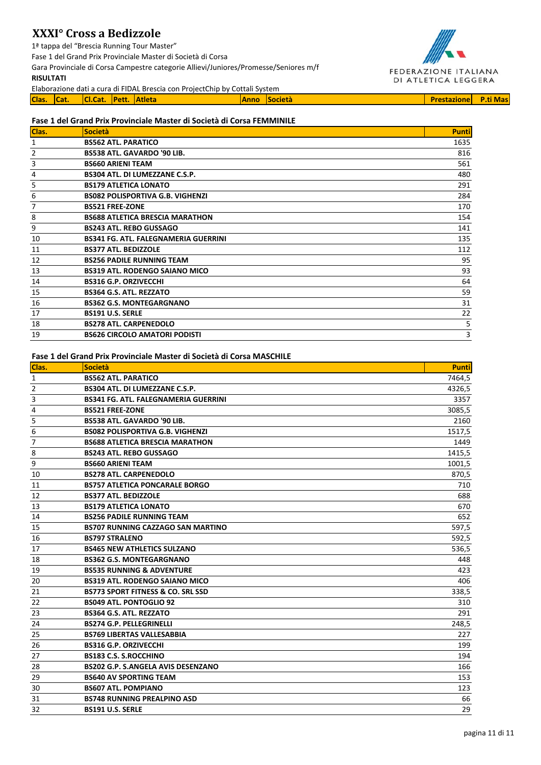# XXXI° Cross a Bedizzole

1ª tappa del "Brescia Running Tour Master"

Fase 1 del Grand Prix Provinciale Master di Società di Corsa

Gara Provinciale di Corsa Campestre categorie Allievi/Juniores/Promesse/Seniores m/f

**RISULTATI**

FEDERAZIONE ITALIANA DI ATLETICA LEGGERA

Elaborazione dati a cura di FIDAL Brescia con ProjectChip by Cottali System

| Clas. | Cat. | Cl.Cat. | Pett. | Atleta | Anno | Società | Prestazione | P.ti Mas |
|---|---|---|---|---|---|---|---|---|

### Fase 1 del Grand Prix Provinciale Master di Società di Corsa FEMMINILE

| Clas. | Società | Punti |
|---|---|---|
| 1 | **BS562 ATL. PARATICO** | 1635 |
| 2 | **BS538 ATL. GAVARDO '90 LIB.** | 816 |
| 3 | **BS660 ARIENI TEAM** | 561 |
| 4 | **BS304 ATL. DI LUMEZZANE C.S.P.** | 480 |
| 5 | **BS179 ATLETICA LONATO** | 291 |
| 6 | **BS082 POLISPORTIVA G.B. VIGHENZI** | 284 |
| 7 | **BS521 FREE-ZONE** | 170 |
| 8 | **BS688 ATLETICA BRESCIA MARATHON** | 154 |
| 9 | **BS243 ATL. REBO GUSSAGO** | 141 |
| 10 | **BS341 FG. ATL. FALEGNAMERIA GUERRINI** | 135 |
| 11 | **BS377 ATL. BEDIZZOLE** | 112 |
| 12 | **BS256 PADILE RUNNING TEAM** | 95 |
| 13 | **BS319 ATL. RODENGO SAIANO MICO** | 93 |
| 14 | **BS316 G.P. ORZIVECCHI** | 64 |
| 15 | **BS364 G.S. ATL. REZZATO** | 59 |
| 16 | **BS362 G.S. MONTEGARGNANO** | 31 |
| 17 | **BS191 U.S. SERLE** | 22 |
| 18 | **BS278 ATL. CARPENEDOLO** | 5 |
| 19 | **BS626 CIRCOLO AMATORI PODISTI** | 3 |

### Fase 1 del Grand Prix Provinciale Master di Società di Corsa MASCHILE

| Clas. | Società | Punti |
|---|---|---|
| 1 | **BS562 ATL. PARATICO** | 7464,5 |
| 2 | **BS304 ATL. DI LUMEZZANE C.S.P.** | 4326,5 |
| 3 | **BS341 FG. ATL. FALEGNAMERIA GUERRINI** | 3357 |
| 4 | **BS521 FREE-ZONE** | 3085,5 |
| 5 | **BS538 ATL. GAVARDO '90 LIB.** | 2160 |
| 6 | **BS082 POLISPORTIVA G.B. VIGHENZI** | 1517,5 |
| 7 | **BS688 ATLETICA BRESCIA MARATHON** | 1449 |
| 8 | **BS243 ATL. REBO GUSSAGO** | 1415,5 |
| 9 | **BS660 ARIENI TEAM** | 1001,5 |
| 10 | **BS278 ATL. CARPENEDOLO** | 870,5 |
| 11 | **BS757 ATLETICA PONCARALE BORGO** | 710 |
| 12 | **BS377 ATL. BEDIZZOLE** | 688 |
| 13 | **BS179 ATLETICA LONATO** | 670 |
| 14 | **BS256 PADILE RUNNING TEAM** | 652 |
| 15 | **BS707 RUNNING CAZZAGO SAN MARTINO** | 597,5 |
| 16 | **BS797 STRALENO** | 592,5 |
| 17 | **BS465 NEW ATHLETICS SULZANO** | 536,5 |
| 18 | **BS362 G.S. MONTEGARGNANO** | 448 |
| 19 | **BS535 RUNNING & ADVENTURE** | 423 |
| 20 | **BS319 ATL. RODENGO SAIANO MICO** | 406 |
| 21 | **BS773 SPORT FITNESS & CO. SRL SSD** | 338,5 |
| 22 | **BS049 ATL. PONTOGLIO 92** | 310 |
| 23 | **BS364 G.S. ATL. REZZATO** | 291 |
| 24 | **BS274 G.P. PELLEGRINELLI** | 248,5 |
| 25 | **BS769 LIBERTAS VALLESABBIA** | 227 |
| 26 | **BS316 G.P. ORZIVECCHI** | 199 |
| 27 | **BS183 C.S. S.ROCCHINO** | 194 |
| 28 | **BS202 G.P. S.ANGELA AVIS DESENZANO** | 166 |
| 29 | **BS640 AV SPORTING TEAM** | 153 |
| 30 | **BS607 ATL. POMPIANO** | 123 |
| 31 | **BS748 RUNNING PREALPINO ASD** | 66 |
| 32 | **BS191 U.S. SERLE** | 29 |